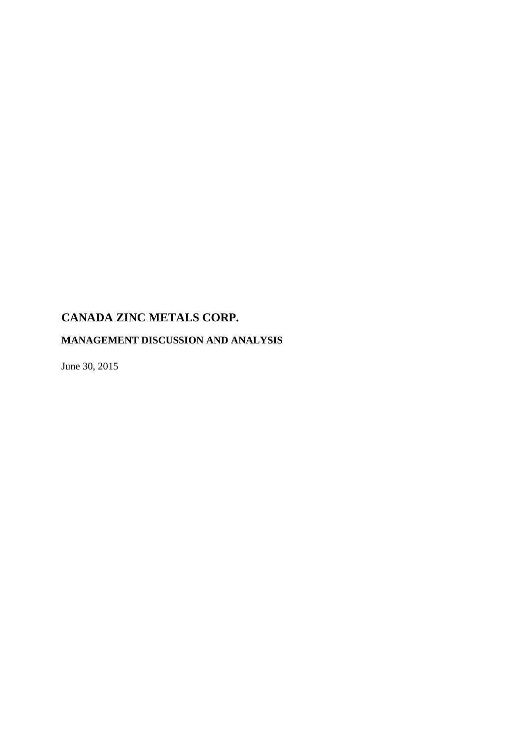# CANADA ZINC METALS CORP.

## MANAGEMENT DISCUSSION AND ANALYSIS

June 30, 2015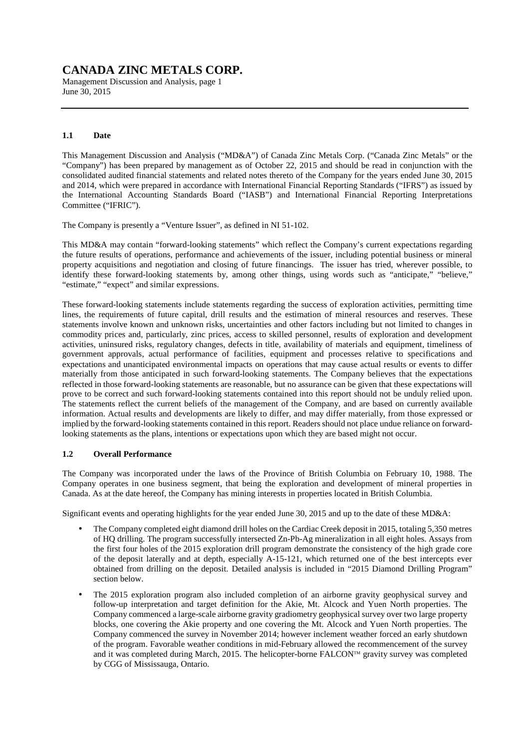# CANADA ZINC METALS CORP.

Management Discussion and Analysis, page 1
June 30, 2015

## 1.1 Date

This Management Discussion and Analysis ("MD&A") of Canada Zinc Metals Corp. ("Canada Zinc Metals" or the "Company") has been prepared by management as of October 22, 2015 and should be read in conjunction with the consolidated audited financial statements and related notes thereto of the Company for the years ended June 30, 2015 and 2014, which were prepared in accordance with International Financial Reporting Standards ("IFRS") as issued by the International Accounting Standards Board ("IASB") and International Financial Reporting Interpretations Committee ("IFRIC").

The Company is presently a "Venture Issuer", as defined in NI 51-102.

This MD&A may contain "forward-looking statements" which reflect the Company's current expectations regarding the future results of operations, performance and achievements of the issuer, including potential business or mineral property acquisitions and negotiation and closing of future financings. The issuer has tried, wherever possible, to identify these forward-looking statements by, among other things, using words such as "anticipate," "believe," "estimate," "expect" and similar expressions.

These forward-looking statements include statements regarding the success of exploration activities, permitting time lines, the requirements of future capital, drill results and the estimation of mineral resources and reserves. These statements involve known and unknown risks, uncertainties and other factors including but not limited to changes in commodity prices and, particularly, zinc prices, access to skilled personnel, results of exploration and development activities, uninsured risks, regulatory changes, defects in title, availability of materials and equipment, timeliness of government approvals, actual performance of facilities, equipment and processes relative to specifications and expectations and unanticipated environmental impacts on operations that may cause actual results or events to differ materially from those anticipated in such forward-looking statements. The Company believes that the expectations reflected in those forward-looking statements are reasonable, but no assurance can be given that these expectations will prove to be correct and such forward-looking statements contained into this report should not be unduly relied upon. The statements reflect the current beliefs of the management of the Company, and are based on currently available information. Actual results and developments are likely to differ, and may differ materially, from those expressed or implied by the forward-looking statements contained in this report. Readers should not place undue reliance on forward-looking statements as the plans, intentions or expectations upon which they are based might not occur.

## 1.2 Overall Performance

The Company was incorporated under the laws of the Province of British Columbia on February 10, 1988. The Company operates in one business segment, that being the exploration and development of mineral properties in Canada. As at the date hereof, the Company has mining interests in properties located in British Columbia.

Significant events and operating highlights for the year ended June 30, 2015 and up to the date of these MD&A:

- The Company completed eight diamond drill holes on the Cardiac Creek deposit in 2015, totaling 5,350 metres of HQ drilling. The program successfully intersected Zn-Pb-Ag mineralization in all eight holes. Assays from the first four holes of the 2015 exploration drill program demonstrate the consistency of the high grade core of the deposit laterally and at depth, especially A-15-121, which returned one of the best intercepts ever obtained from drilling on the deposit. Detailed analysis is included in "2015 Diamond Drilling Program" section below.
- The 2015 exploration program also included completion of an airborne gravity geophysical survey and follow-up interpretation and target definition for the Akie, Mt. Alcock and Yuen North properties. The Company commenced a large-scale airborne gravity gradiometry geophysical survey over two large property blocks, one covering the Akie property and one covering the Mt. Alcock and Yuen North properties. The Company commenced the survey in November 2014; however inclement weather forced an early shutdown of the program. Favorable weather conditions in mid-February allowed the recommencement of the survey and it was completed during March, 2015. The helicopter-borne FALCON™ gravity survey was completed by CGG of Mississauga, Ontario.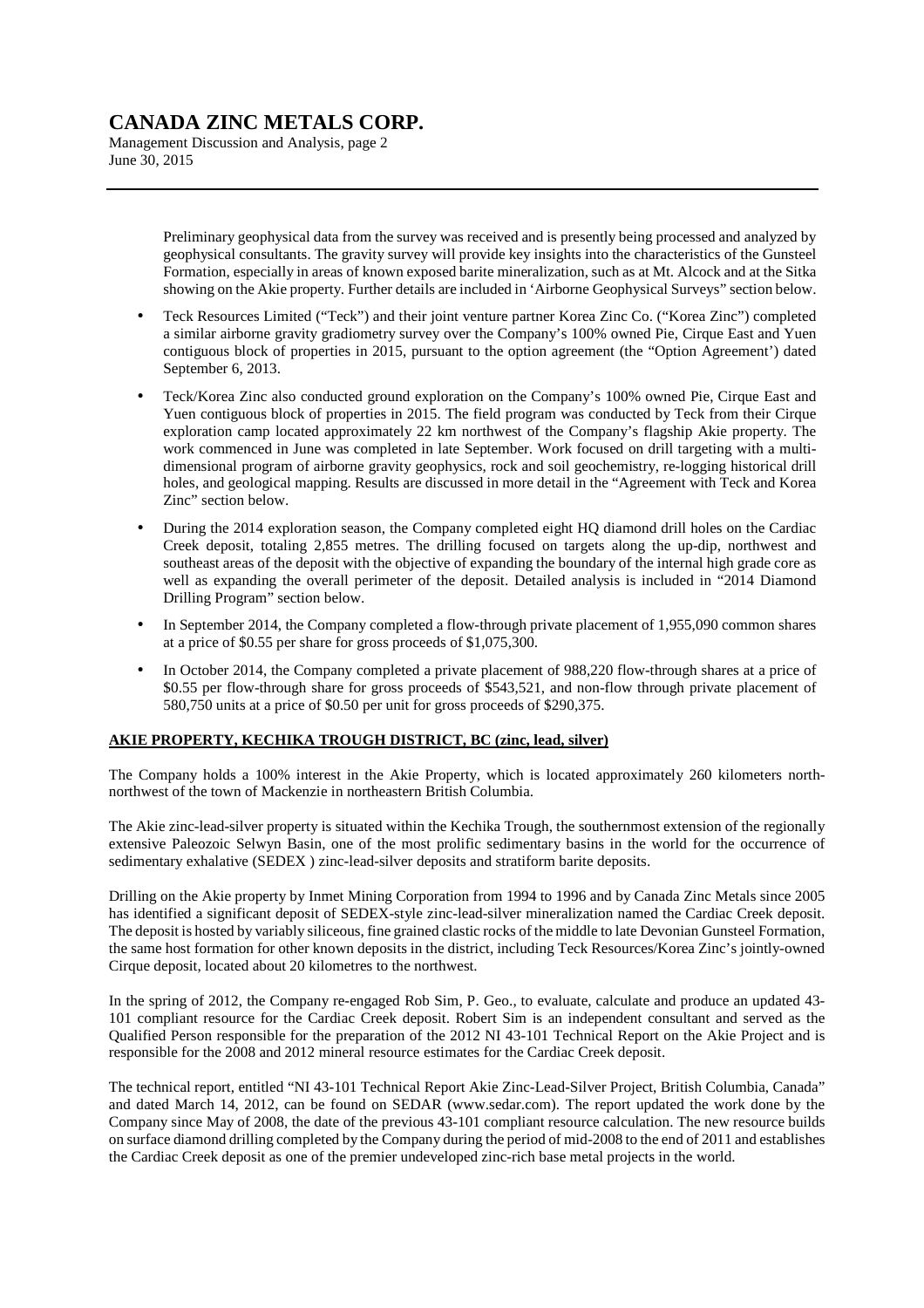Preliminary geophysical data from the survey was received and is presently being processed and analyzed by geophysical consultants. The gravity survey will provide key insights into the characteristics of the Gunsteel Formation, especially in areas of known exposed barite mineralization, such as at Mt. Alcock and at the Sitka showing on the Akie property. Further details are included in 'Airborne Geophysical Surveys" section below.

- Teck Resources Limited ("Teck") and their joint venture partner Korea Zinc Co. ("Korea Zinc") completed a similar airborne gravity gradiometry survey over the Company's 100% owned Pie, Cirque East and Yuen contiguous block of properties in 2015, pursuant to the option agreement (the "Option Agreement') dated September 6, 2013.
- Teck/Korea Zinc also conducted ground exploration on the Company's 100% owned Pie, Cirque East and Yuen contiguous block of properties in 2015. The field program was conducted by Teck from their Cirque exploration camp located approximately 22 km northwest of the Company's flagship Akie property. The work commenced in June was completed in late September. Work focused on drill targeting with a multi-dimensional program of airborne gravity geophysics, rock and soil geochemistry, re-logging historical drill holes, and geological mapping. Results are discussed in more detail in the "Agreement with Teck and Korea Zinc" section below.
- During the 2014 exploration season, the Company completed eight HQ diamond drill holes on the Cardiac Creek deposit, totaling 2,855 metres. The drilling focused on targets along the up-dip, northwest and southeast areas of the deposit with the objective of expanding the boundary of the internal high grade core as well as expanding the overall perimeter of the deposit. Detailed analysis is included in "2014 Diamond Drilling Program" section below.
- In September 2014, the Company completed a flow-through private placement of 1,955,090 common shares at a price of \$0.55 per share for gross proceeds of \$1,075,300.
- In October 2014, the Company completed a private placement of 988,220 flow-through shares at a price of \$0.55 per flow-through share for gross proceeds of \$543,521, and non-flow through private placement of 580,750 units at a price of \$0.50 per unit for gross proceeds of \$290,375.

## AKIE PROPERTY, KECHIKA TROUGH DISTRICT, BC (zinc, lead, silver)

The Company holds a 100% interest in the Akie Property, which is located approximately 260 kilometers north-northwest of the town of Mackenzie in northeastern British Columbia.

The Akie zinc-lead-silver property is situated within the Kechika Trough, the southernmost extension of the regionally extensive Paleozoic Selwyn Basin, one of the most prolific sedimentary basins in the world for the occurrence of sedimentary exhalative (SEDEX ) zinc-lead-silver deposits and stratiform barite deposits.

Drilling on the Akie property by Inmet Mining Corporation from 1994 to 1996 and by Canada Zinc Metals since 2005 has identified a significant deposit of SEDEX-style zinc-lead-silver mineralization named the Cardiac Creek deposit. The deposit is hosted by variably siliceous, fine grained clastic rocks of the middle to late Devonian Gunsteel Formation, the same host formation for other known deposits in the district, including Teck Resources/Korea Zinc's jointly-owned Cirque deposit, located about 20 kilometres to the northwest.

In the spring of 2012, the Company re-engaged Rob Sim, P. Geo., to evaluate, calculate and produce an updated 43-101 compliant resource for the Cardiac Creek deposit. Robert Sim is an independent consultant and served as the Qualified Person responsible for the preparation of the 2012 NI 43-101 Technical Report on the Akie Project and is responsible for the 2008 and 2012 mineral resource estimates for the Cardiac Creek deposit.

The technical report, entitled "NI 43-101 Technical Report Akie Zinc-Lead-Silver Project, British Columbia, Canada" and dated March 14, 2012, can be found on SEDAR (www.sedar.com). The report updated the work done by the Company since May of 2008, the date of the previous 43-101 compliant resource calculation. The new resource builds on surface diamond drilling completed by the Company during the period of mid-2008 to the end of 2011 and establishes the Cardiac Creek deposit as one of the premier undeveloped zinc-rich base metal projects in the world.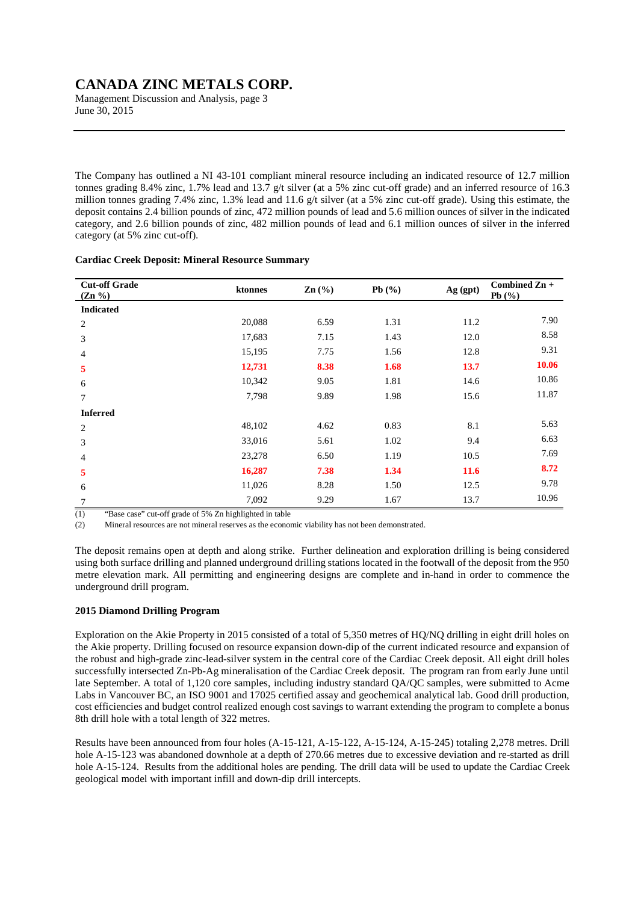The Company has outlined a NI 43-101 compliant mineral resource including an indicated resource of 12.7 million tonnes grading 8.4% zinc, 1.7% lead and 13.7 g/t silver (at a 5% zinc cut-off grade) and an inferred resource of 16.3 million tonnes grading 7.4% zinc, 1.3% lead and 11.6 g/t silver (at a 5% zinc cut-off grade). Using this estimate, the deposit contains 2.4 billion pounds of zinc, 472 million pounds of lead and 5.6 million ounces of silver in the indicated category, and 2.6 billion pounds of zinc, 482 million pounds of lead and 6.1 million ounces of silver in the inferred category (at 5% zinc cut-off).

**Cardiac Creek Deposit: Mineral Resource Summary**

| Cut-off Grade (Zn %) | ktonnes | Zn (%) | Pb (%) | Ag (gpt) | Combined Zn + Pb (%) |
|---|---|---|---|---|---|
| **Indicated** | | | | | |
| 2 | 20,088 | 6.59 | 1.31 | 11.2 | 7.90 |
| 3 | 17,683 | 7.15 | 1.43 | 12.0 | 8.58 |
| 4 | 15,195 | 7.75 | 1.56 | 12.8 | 9.31 |
| **5** | **12,731** | **8.38** | **1.68** | **13.7** | **10.06** |
| 6 | 10,342 | 9.05 | 1.81 | 14.6 | 10.86 |
| 7 | 7,798 | 9.89 | 1.98 | 15.6 | 11.87 |
| **Inferred** | | | | | |
| 2 | 48,102 | 4.62 | 0.83 | 8.1 | 5.63 |
| 3 | 33,016 | 5.61 | 1.02 | 9.4 | 6.63 |
| 4 | 23,278 | 6.50 | 1.19 | 10.5 | 7.69 |
| **5** | **16,287** | **7.38** | **1.34** | **11.6** | **8.72** |
| 6 | 11,026 | 8.28 | 1.50 | 12.5 | 9.78 |
| 7 | 7,092 | 9.29 | 1.67 | 13.7 | 10.96 |

(1) "Base case" cut-off grade of 5% Zn highlighted in table

(2) Mineral resources are not mineral reserves as the economic viability has not been demonstrated.

The deposit remains open at depth and along strike. Further delineation and exploration drilling is being considered using both surface drilling and planned underground drilling stations located in the footwall of the deposit from the 950 metre elevation mark. All permitting and engineering designs are complete and in-hand in order to commence the underground drill program.

**2015 Diamond Drilling Program**

Exploration on the Akie Property in 2015 consisted of a total of 5,350 metres of HQ/NQ drilling in eight drill holes on the Akie property. Drilling focused on resource expansion down-dip of the current indicated resource and expansion of the robust and high-grade zinc-lead-silver system in the central core of the Cardiac Creek deposit. All eight drill holes successfully intersected Zn-Pb-Ag mineralisation of the Cardiac Creek deposit. The program ran from early June until late September. A total of 1,120 core samples, including industry standard QA/QC samples, were submitted to Acme Labs in Vancouver BC, an ISO 9001 and 17025 certified assay and geochemical analytical lab. Good drill production, cost efficiencies and budget control realized enough cost savings to warrant extending the program to complete a bonus 8th drill hole with a total length of 322 metres.

Results have been announced from four holes (A-15-121, A-15-122, A-15-124, A-15-245) totaling 2,278 metres. Drill hole A-15-123 was abandoned downhole at a depth of 270.66 metres due to excessive deviation and re-started as drill hole A-15-124. Results from the additional holes are pending. The drill data will be used to update the Cardiac Creek geological model with important infill and down-dip drill intercepts.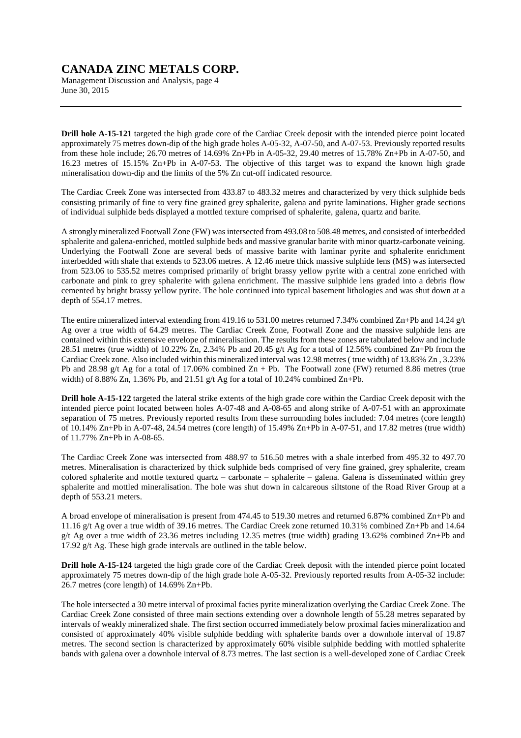**Drill hole A-15-121** targeted the high grade core of the Cardiac Creek deposit with the intended pierce point located approximately 75 metres down-dip of the high grade holes A-05-32, A-07-50, and A-07-53. Previously reported results from these hole include; 26.70 metres of 14.69% Zn+Pb in A-05-32, 29.40 metres of 15.78% Zn+Pb in A-07-50, and 16.23 metres of 15.15% Zn+Pb in A-07-53. The objective of this target was to expand the known high grade mineralisation down-dip and the limits of the 5% Zn cut-off indicated resource.

The Cardiac Creek Zone was intersected from 433.87 to 483.32 metres and characterized by very thick sulphide beds consisting primarily of fine to very fine grained grey sphalerite, galena and pyrite laminations. Higher grade sections of individual sulphide beds displayed a mottled texture comprised of sphalerite, galena, quartz and barite.

A strongly mineralized Footwall Zone (FW) was intersected from 493.08 to 508.48 metres, and consisted of interbedded sphalerite and galena-enriched, mottled sulphide beds and massive granular barite with minor quartz-carbonate veining. Underlying the Footwall Zone are several beds of massive barite with laminar pyrite and sphalerite enrichment interbedded with shale that extends to 523.06 metres. A 12.46 metre thick massive sulphide lens (MS) was intersected from 523.06 to 535.52 metres comprised primarily of bright brassy yellow pyrite with a central zone enriched with carbonate and pink to grey sphalerite with galena enrichment. The massive sulphide lens graded into a debris flow cemented by bright brassy yellow pyrite. The hole continued into typical basement lithologies and was shut down at a depth of 554.17 metres.

The entire mineralized interval extending from 419.16 to 531.00 metres returned 7.34% combined Zn+Pb and 14.24 g/t Ag over a true width of 64.29 metres. The Cardiac Creek Zone, Footwall Zone and the massive sulphide lens are contained within this extensive envelope of mineralisation. The results from these zones are tabulated below and include 28.51 metres (true width) of 10.22% Zn, 2.34% Pb and 20.45 g/t Ag for a total of 12.56% combined Zn+Pb from the Cardiac Creek zone. Also included within this mineralized interval was 12.98 metres ( true width) of 13.83% Zn , 3.23% Pb and 28.98 g/t Ag for a total of 17.06% combined Zn + Pb. The Footwall zone (FW) returned 8.86 metres (true width) of 8.88% Zn, 1.36% Pb, and 21.51 g/t Ag for a total of 10.24% combined Zn+Pb.

**Drill hole A-15-122** targeted the lateral strike extents of the high grade core within the Cardiac Creek deposit with the intended pierce point located between holes A-07-48 and A-08-65 and along strike of A-07-51 with an approximate separation of 75 metres. Previously reported results from these surrounding holes included: 7.04 metres (core length) of 10.14% Zn+Pb in A-07-48, 24.54 metres (core length) of 15.49% Zn+Pb in A-07-51, and 17.82 metres (true width) of 11.77% Zn+Pb in A-08-65.

The Cardiac Creek Zone was intersected from 488.97 to 516.50 metres with a shale interbed from 495.32 to 497.70 metres. Mineralisation is characterized by thick sulphide beds comprised of very fine grained, grey sphalerite, cream colored sphalerite and mottle textured quartz – carbonate – sphalerite – galena. Galena is disseminated within grey sphalerite and mottled mineralisation. The hole was shut down in calcareous siltstone of the Road River Group at a depth of 553.21 meters.

A broad envelope of mineralisation is present from 474.45 to 519.30 metres and returned 6.87% combined Zn+Pb and 11.16 g/t Ag over a true width of 39.16 metres. The Cardiac Creek zone returned 10.31% combined Zn+Pb and 14.64 g/t Ag over a true width of 23.36 metres including 12.35 metres (true width) grading 13.62% combined Zn+Pb and 17.92 g/t Ag. These high grade intervals are outlined in the table below.

**Drill hole A-15-124** targeted the high grade core of the Cardiac Creek deposit with the intended pierce point located approximately 75 metres down-dip of the high grade hole A-05-32. Previously reported results from A-05-32 include: 26.7 metres (core length) of 14.69% Zn+Pb.

The hole intersected a 30 metre interval of proximal facies pyrite mineralization overlying the Cardiac Creek Zone. The Cardiac Creek Zone consisted of three main sections extending over a downhole length of 55.28 metres separated by intervals of weakly mineralized shale. The first section occurred immediately below proximal facies mineralization and consisted of approximately 40% visible sulphide bedding with sphalerite bands over a downhole interval of 19.87 metres. The second section is characterized by approximately 60% visible sulphide bedding with mottled sphalerite bands with galena over a downhole interval of 8.73 metres. The last section is a well-developed zone of Cardiac Creek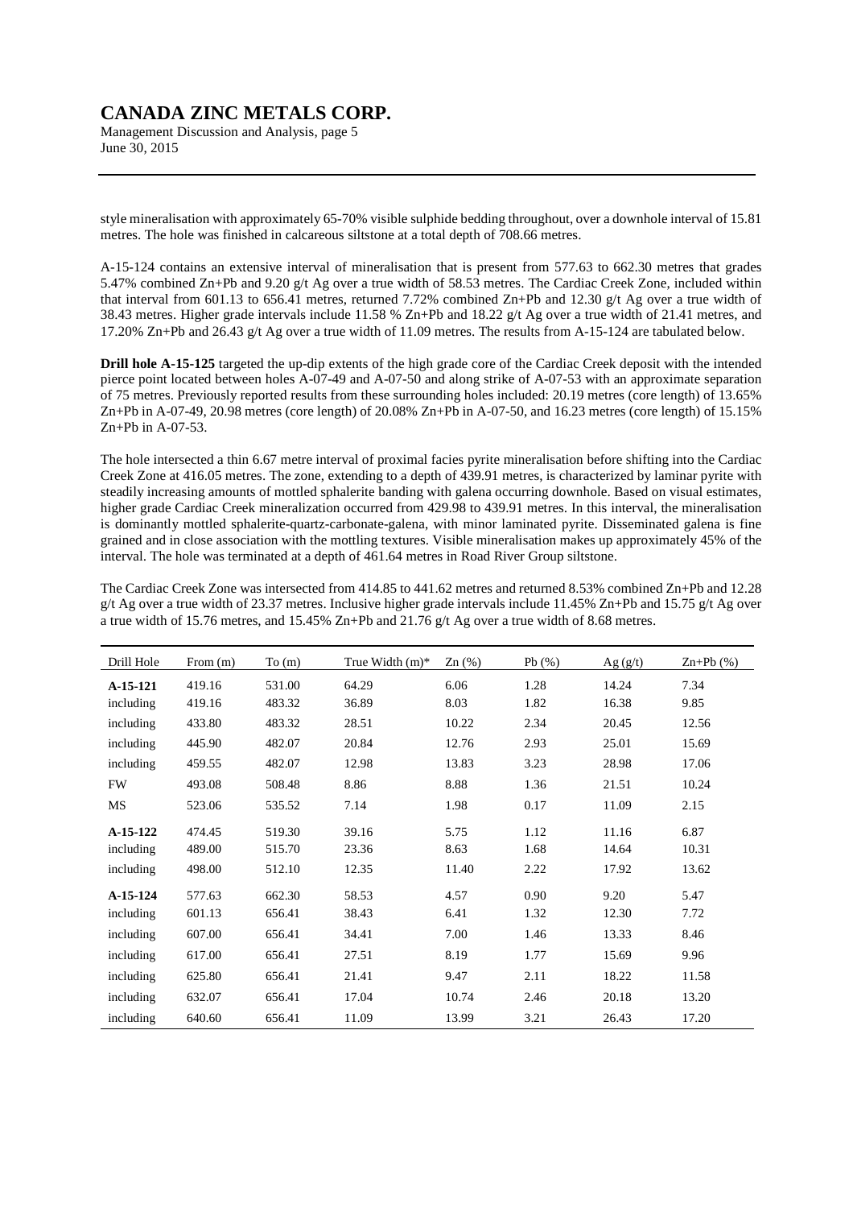style mineralisation with approximately 65-70% visible sulphide bedding throughout, over a downhole interval of 15.81 metres. The hole was finished in calcareous siltstone at a total depth of 708.66 metres.

A-15-124 contains an extensive interval of mineralisation that is present from 577.63 to 662.30 metres that grades 5.47% combined Zn+Pb and 9.20 g/t Ag over a true width of 58.53 metres. The Cardiac Creek Zone, included within that interval from 601.13 to 656.41 metres, returned 7.72% combined Zn+Pb and 12.30 g/t Ag over a true width of 38.43 metres. Higher grade intervals include 11.58 % Zn+Pb and 18.22 g/t Ag over a true width of 21.41 metres, and 17.20% Zn+Pb and 26.43 g/t Ag over a true width of 11.09 metres. The results from A-15-124 are tabulated below.

**Drill hole A-15-125** targeted the up-dip extents of the high grade core of the Cardiac Creek deposit with the intended pierce point located between holes A-07-49 and A-07-50 and along strike of A-07-53 with an approximate separation of 75 metres. Previously reported results from these surrounding holes included: 20.19 metres (core length) of 13.65% Zn+Pb in A-07-49, 20.98 metres (core length) of 20.08% Zn+Pb in A-07-50, and 16.23 metres (core length) of 15.15% Zn+Pb in A-07-53.

The hole intersected a thin 6.67 metre interval of proximal facies pyrite mineralisation before shifting into the Cardiac Creek Zone at 416.05 metres. The zone, extending to a depth of 439.91 metres, is characterized by laminar pyrite with steadily increasing amounts of mottled sphalerite banding with galena occurring downhole. Based on visual estimates, higher grade Cardiac Creek mineralization occurred from 429.98 to 439.91 metres. In this interval, the mineralisation is dominantly mottled sphalerite-quartz-carbonate-galena, with minor laminated pyrite. Disseminated galena is fine grained and in close association with the mottling textures. Visible mineralisation makes up approximately 45% of the interval. The hole was terminated at a depth of 461.64 metres in Road River Group siltstone.

The Cardiac Creek Zone was intersected from 414.85 to 441.62 metres and returned 8.53% combined Zn+Pb and 12.28 g/t Ag over a true width of 23.37 metres. Inclusive higher grade intervals include 11.45% Zn+Pb and 15.75 g/t Ag over a true width of 15.76 metres, and 15.45% Zn+Pb and 21.76 g/t Ag over a true width of 8.68 metres.

| Drill Hole | From (m) | To (m) | True Width (m)* | Zn (%) | Pb (%) | Ag (g/t) | Zn+Pb (%) |
|---|---|---|---|---|---|---|---|
| **A-15-121** | 419.16 | 531.00 | 64.29 | 6.06 | 1.28 | 14.24 | 7.34 |
| including | 419.16 | 483.32 | 36.89 | 8.03 | 1.82 | 16.38 | 9.85 |
| including | 433.80 | 483.32 | 28.51 | 10.22 | 2.34 | 20.45 | 12.56 |
| including | 445.90 | 482.07 | 20.84 | 12.76 | 2.93 | 25.01 | 15.69 |
| including | 459.55 | 482.07 | 12.98 | 13.83 | 3.23 | 28.98 | 17.06 |
| FW | 493.08 | 508.48 | 8.86 | 8.88 | 1.36 | 21.51 | 10.24 |
| MS | 523.06 | 535.52 | 7.14 | 1.98 | 0.17 | 11.09 | 2.15 |
| **A-15-122** | 474.45 | 519.30 | 39.16 | 5.75 | 1.12 | 11.16 | 6.87 |
| including | 489.00 | 515.70 | 23.36 | 8.63 | 1.68 | 14.64 | 10.31 |
| including | 498.00 | 512.10 | 12.35 | 11.40 | 2.22 | 17.92 | 13.62 |
| **A-15-124** | 577.63 | 662.30 | 58.53 | 4.57 | 0.90 | 9.20 | 5.47 |
| including | 601.13 | 656.41 | 38.43 | 6.41 | 1.32 | 12.30 | 7.72 |
| including | 607.00 | 656.41 | 34.41 | 7.00 | 1.46 | 13.33 | 8.46 |
| including | 617.00 | 656.41 | 27.51 | 8.19 | 1.77 | 15.69 | 9.96 |
| including | 625.80 | 656.41 | 21.41 | 9.47 | 2.11 | 18.22 | 11.58 |
| including | 632.07 | 656.41 | 17.04 | 10.74 | 2.46 | 20.18 | 13.20 |
| including | 640.60 | 656.41 | 11.09 | 13.99 | 3.21 | 26.43 | 17.20 |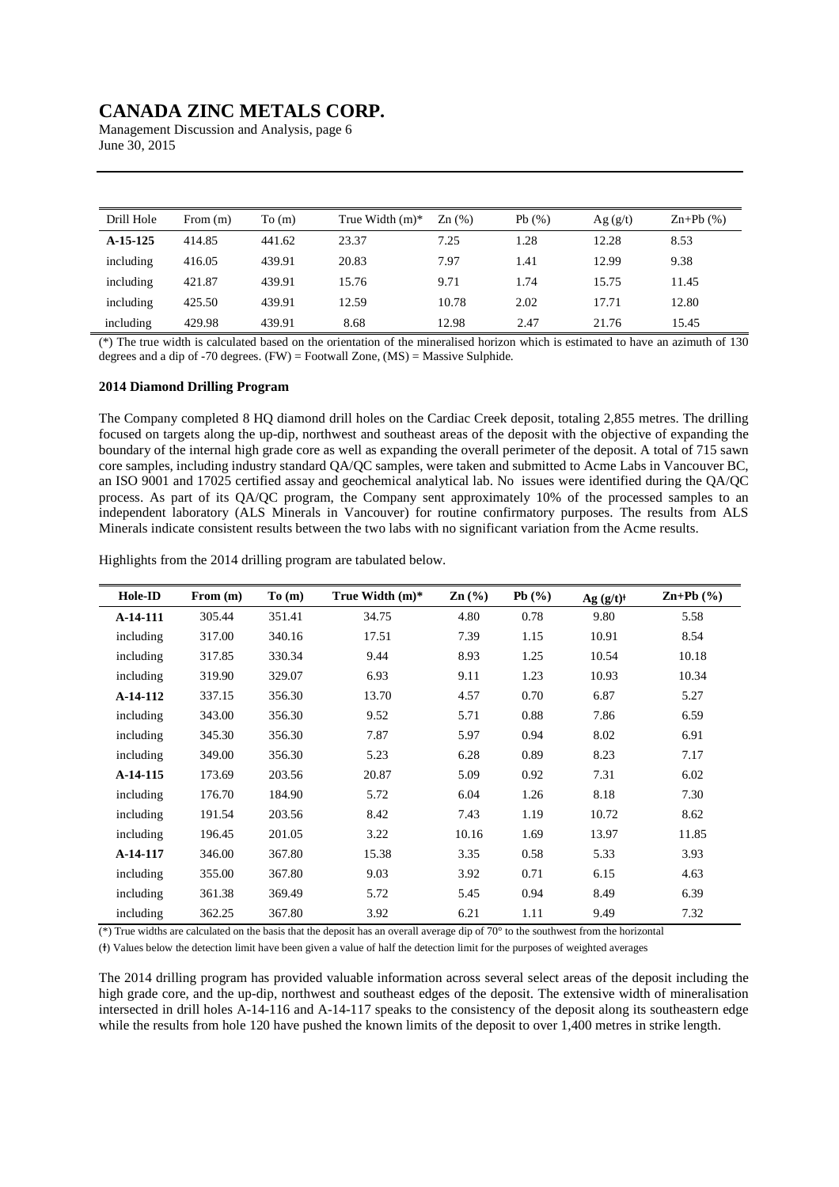| Drill Hole | From (m) | To (m) | True Width (m)* | Zn (%) | Pb (%) | Ag (g/t) | Zn+Pb (%) |
|---|---|---|---|---|---|---|---|
| **A-15-125** | 414.85 | 441.62 | 23.37 | 7.25 | 1.28 | 12.28 | 8.53 |
| including | 416.05 | 439.91 | 20.83 | 7.97 | 1.41 | 12.99 | 9.38 |
| including | 421.87 | 439.91 | 15.76 | 9.71 | 1.74 | 15.75 | 11.45 |
| including | 425.50 | 439.91 | 12.59 | 10.78 | 2.02 | 17.71 | 12.80 |
| including | 429.98 | 439.91 | 8.68 | 12.98 | 2.47 | 21.76 | 15.45 |

(*) The true width is calculated based on the orientation of the mineralised horizon which is estimated to have an azimuth of 130 degrees and a dip of -70 degrees. (FW) = Footwall Zone, (MS) = Massive Sulphide.

**2014 Diamond Drilling Program**

The Company completed 8 HQ diamond drill holes on the Cardiac Creek deposit, totaling 2,855 metres. The drilling focused on targets along the up-dip, northwest and southeast areas of the deposit with the objective of expanding the boundary of the internal high grade core as well as expanding the overall perimeter of the deposit. A total of 715 sawn core samples, including industry standard QA/QC samples, were taken and submitted to Acme Labs in Vancouver BC, an ISO 9001 and 17025 certified assay and geochemical analytical lab. No issues were identified during the QA/QC process. As part of its QA/QC program, the Company sent approximately 10% of the processed samples to an independent laboratory (ALS Minerals in Vancouver) for routine confirmatory purposes. The results from ALS Minerals indicate consistent results between the two labs with no significant variation from the Acme results.

Highlights from the 2014 drilling program are tabulated below.

| Hole-ID | From (m) | To (m) | True Width (m)* | Zn (%) | Pb (%) | Ag (g/t)ǂ | Zn+Pb (%) |
|---|---|---|---|---|---|---|---|
| **A-14-111** | 305.44 | 351.41 | 34.75 | 4.80 | 0.78 | 9.80 | 5.58 |
| including | 317.00 | 340.16 | 17.51 | 7.39 | 1.15 | 10.91 | 8.54 |
| including | 317.85 | 330.34 | 9.44 | 8.93 | 1.25 | 10.54 | 10.18 |
| including | 319.90 | 329.07 | 6.93 | 9.11 | 1.23 | 10.93 | 10.34 |
| **A-14-112** | 337.15 | 356.30 | 13.70 | 4.57 | 0.70 | 6.87 | 5.27 |
| including | 343.00 | 356.30 | 9.52 | 5.71 | 0.88 | 7.86 | 6.59 |
| including | 345.30 | 356.30 | 7.87 | 5.97 | 0.94 | 8.02 | 6.91 |
| including | 349.00 | 356.30 | 5.23 | 6.28 | 0.89 | 8.23 | 7.17 |
| **A-14-115** | 173.69 | 203.56 | 20.87 | 5.09 | 0.92 | 7.31 | 6.02 |
| including | 176.70 | 184.90 | 5.72 | 6.04 | 1.26 | 8.18 | 7.30 |
| including | 191.54 | 203.56 | 8.42 | 7.43 | 1.19 | 10.72 | 8.62 |
| including | 196.45 | 201.05 | 3.22 | 10.16 | 1.69 | 13.97 | 11.85 |
| **A-14-117** | 346.00 | 367.80 | 15.38 | 3.35 | 0.58 | 5.33 | 3.93 |
| including | 355.00 | 367.80 | 9.03 | 3.92 | 0.71 | 6.15 | 4.63 |
| including | 361.38 | 369.49 | 5.72 | 5.45 | 0.94 | 8.49 | 6.39 |
| including | 362.25 | 367.80 | 3.92 | 6.21 | 1.11 | 9.49 | 7.32 |

(*) True widths are calculated on the basis that the deposit has an overall average dip of 70° to the southwest from the horizontal

(ǂ) Values below the detection limit have been given a value of half the detection limit for the purposes of weighted averages

The 2014 drilling program has provided valuable information across several select areas of the deposit including the high grade core, and the up-dip, northwest and southeast edges of the deposit. The extensive width of mineralisation intersected in drill holes A-14-116 and A-14-117 speaks to the consistency of the deposit along its southeastern edge while the results from hole 120 have pushed the known limits of the deposit to over 1,400 metres in strike length.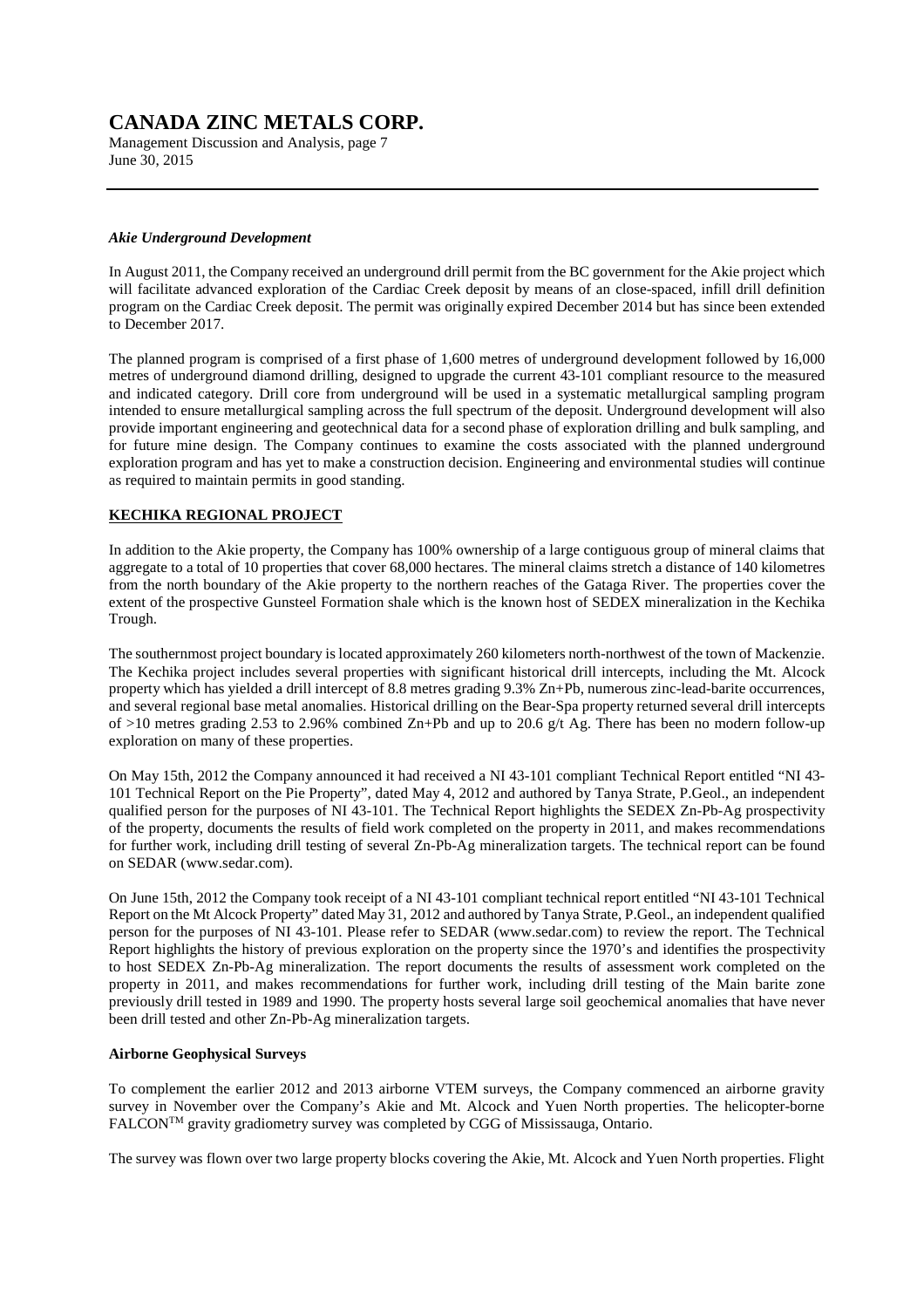### *Akie Underground Development*

In August 2011, the Company received an underground drill permit from the BC government for the Akie project which will facilitate advanced exploration of the Cardiac Creek deposit by means of an close-spaced, infill drill definition program on the Cardiac Creek deposit. The permit was originally expired December 2014 but has since been extended to December 2017.

The planned program is comprised of a first phase of 1,600 metres of underground development followed by 16,000 metres of underground diamond drilling, designed to upgrade the current 43-101 compliant resource to the measured and indicated category. Drill core from underground will be used in a systematic metallurgical sampling program intended to ensure metallurgical sampling across the full spectrum of the deposit. Underground development will also provide important engineering and geotechnical data for a second phase of exploration drilling and bulk sampling, and for future mine design. The Company continues to examine the costs associated with the planned underground exploration program and has yet to make a construction decision. Engineering and environmental studies will continue as required to maintain permits in good standing.

## KECHIKA REGIONAL PROJECT

In addition to the Akie property, the Company has 100% ownership of a large contiguous group of mineral claims that aggregate to a total of 10 properties that cover 68,000 hectares. The mineral claims stretch a distance of 140 kilometres from the north boundary of the Akie property to the northern reaches of the Gataga River. The properties cover the extent of the prospective Gunsteel Formation shale which is the known host of SEDEX mineralization in the Kechika Trough.

The southernmost project boundary is located approximately 260 kilometers north-northwest of the town of Mackenzie. The Kechika project includes several properties with significant historical drill intercepts, including the Mt. Alcock property which has yielded a drill intercept of 8.8 metres grading 9.3% Zn+Pb, numerous zinc-lead-barite occurrences, and several regional base metal anomalies. Historical drilling on the Bear-Spa property returned several drill intercepts of >10 metres grading 2.53 to 2.96% combined Zn+Pb and up to 20.6 g/t Ag. There has been no modern follow-up exploration on many of these properties.

On May 15th, 2012 the Company announced it had received a NI 43-101 compliant Technical Report entitled "NI 43-101 Technical Report on the Pie Property", dated May 4, 2012 and authored by Tanya Strate, P.Geol., an independent qualified person for the purposes of NI 43-101. The Technical Report highlights the SEDEX Zn-Pb-Ag prospectivity of the property, documents the results of field work completed on the property in 2011, and makes recommendations for further work, including drill testing of several Zn-Pb-Ag mineralization targets. The technical report can be found on SEDAR (www.sedar.com).

On June 15th, 2012 the Company took receipt of a NI 43-101 compliant technical report entitled "NI 43-101 Technical Report on the Mt Alcock Property" dated May 31, 2012 and authored by Tanya Strate, P.Geol., an independent qualified person for the purposes of NI 43-101. Please refer to SEDAR (www.sedar.com) to review the report. The Technical Report highlights the history of previous exploration on the property since the 1970's and identifies the prospectivity to host SEDEX Zn-Pb-Ag mineralization. The report documents the results of assessment work completed on the property in 2011, and makes recommendations for further work, including drill testing of the Main barite zone previously drill tested in 1989 and 1990. The property hosts several large soil geochemical anomalies that have never been drill tested and other Zn-Pb-Ag mineralization targets.

**Airborne Geophysical Surveys**

To complement the earlier 2012 and 2013 airborne VTEM surveys, the Company commenced an airborne gravity survey in November over the Company's Akie and Mt. Alcock and Yuen North properties. The helicopter-borne FALCON™ gravity gradiometry survey was completed by CGG of Mississauga, Ontario.

The survey was flown over two large property blocks covering the Akie, Mt. Alcock and Yuen North properties. Flight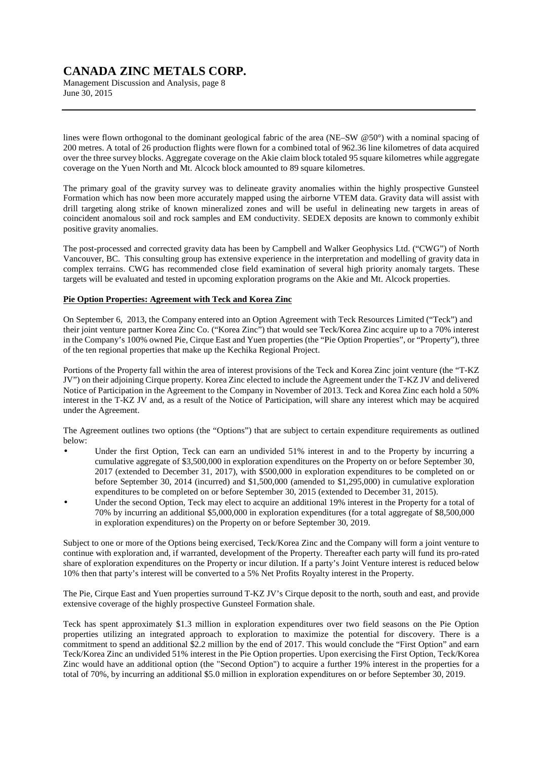lines were flown orthogonal to the dominant geological fabric of the area (NE–SW @50°) with a nominal spacing of 200 metres. A total of 26 production flights were flown for a combined total of 962.36 line kilometres of data acquired over the three survey blocks. Aggregate coverage on the Akie claim block totaled 95 square kilometres while aggregate coverage on the Yuen North and Mt. Alcock block amounted to 89 square kilometres.

The primary goal of the gravity survey was to delineate gravity anomalies within the highly prospective Gunsteel Formation which has now been more accurately mapped using the airborne VTEM data. Gravity data will assist with drill targeting along strike of known mineralized zones and will be useful in delineating new targets in areas of coincident anomalous soil and rock samples and EM conductivity. SEDEX deposits are known to commonly exhibit positive gravity anomalies.

The post-processed and corrected gravity data has been by Campbell and Walker Geophysics Ltd. ("CWG") of North Vancouver, BC. This consulting group has extensive experience in the interpretation and modelling of gravity data in complex terrains. CWG has recommended close field examination of several high priority anomaly targets. These targets will be evaluated and tested in upcoming exploration programs on the Akie and Mt. Alcock properties.

**Pie Option Properties: Agreement with Teck and Korea Zinc**

On September 6, 2013, the Company entered into an Option Agreement with Teck Resources Limited ("Teck") and their joint venture partner Korea Zinc Co. ("Korea Zinc") that would see Teck/Korea Zinc acquire up to a 70% interest in the Company's 100% owned Pie, Cirque East and Yuen properties (the "Pie Option Properties", or "Property"), three of the ten regional properties that make up the Kechika Regional Project.

Portions of the Property fall within the area of interest provisions of the Teck and Korea Zinc joint venture (the "T-KZ JV") on their adjoining Cirque property. Korea Zinc elected to include the Agreement under the T-KZ JV and delivered Notice of Participation in the Agreement to the Company in November of 2013. Teck and Korea Zinc each hold a 50% interest in the T-KZ JV and, as a result of the Notice of Participation, will share any interest which may be acquired under the Agreement.

The Agreement outlines two options (the "Options") that are subject to certain expenditure requirements as outlined below:

- Under the first Option, Teck can earn an undivided 51% interest in and to the Property by incurring a cumulative aggregate of $3,500,000 in exploration expenditures on the Property on or before September 30, 2017 (extended to December 31, 2017), with $500,000 in exploration expenditures to be completed on or before September 30, 2014 (incurred) and $1,500,000 (amended to $1,295,000) in cumulative exploration expenditures to be completed on or before September 30, 2015 (extended to December 31, 2015).
- Under the second Option, Teck may elect to acquire an additional 19% interest in the Property for a total of 70% by incurring an additional $5,000,000 in exploration expenditures (for a total aggregate of $8,500,000 in exploration expenditures) on the Property on or before September 30, 2019.

Subject to one or more of the Options being exercised, Teck/Korea Zinc and the Company will form a joint venture to continue with exploration and, if warranted, development of the Property. Thereafter each party will fund its pro-rated share of exploration expenditures on the Property or incur dilution. If a party's Joint Venture interest is reduced below 10% then that party's interest will be converted to a 5% Net Profits Royalty interest in the Property.

The Pie, Cirque East and Yuen properties surround T-KZ JV's Cirque deposit to the north, south and east, and provide extensive coverage of the highly prospective Gunsteel Formation shale.

Teck has spent approximately $1.3 million in exploration expenditures over two field seasons on the Pie Option properties utilizing an integrated approach to exploration to maximize the potential for discovery. There is a commitment to spend an additional $2.2 million by the end of 2017. This would conclude the "First Option" and earn Teck/Korea Zinc an undivided 51% interest in the Pie Option properties. Upon exercising the First Option, Teck/Korea Zinc would have an additional option (the "Second Option") to acquire a further 19% interest in the properties for a total of 70%, by incurring an additional $5.0 million in exploration expenditures on or before September 30, 2019.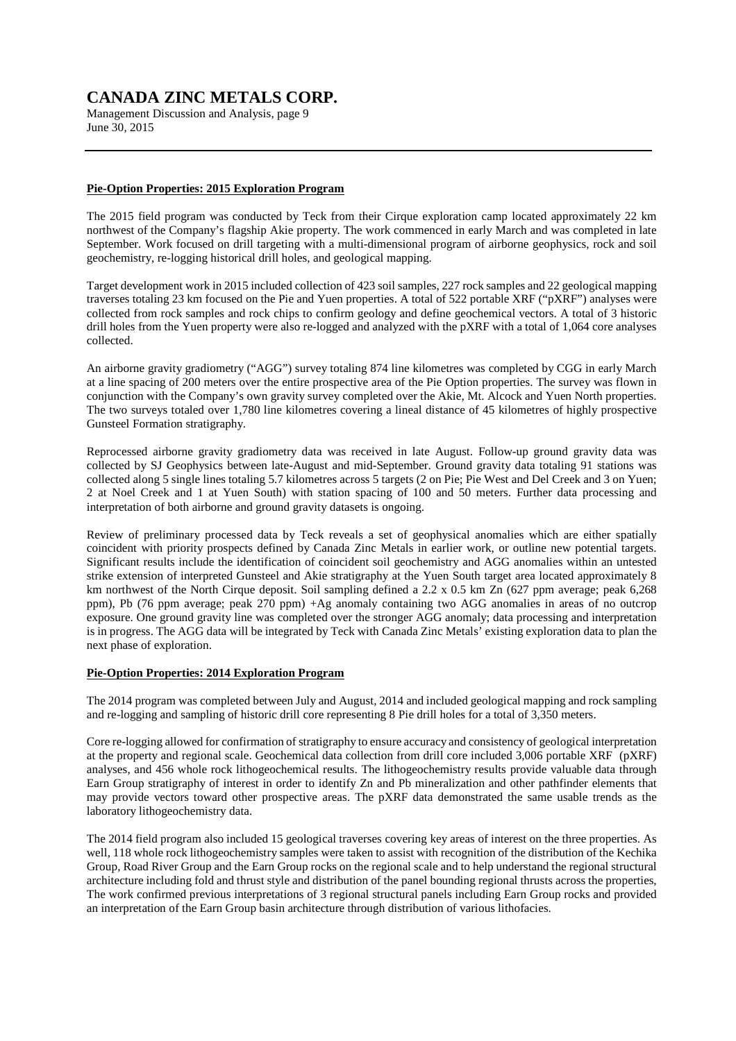**Pie-Option Properties: 2015 Exploration Program**

The 2015 field program was conducted by Teck from their Cirque exploration camp located approximately 22 km northwest of the Company's flagship Akie property. The work commenced in early March and was completed in late September. Work focused on drill targeting with a multi-dimensional program of airborne geophysics, rock and soil geochemistry, re-logging historical drill holes, and geological mapping.

Target development work in 2015 included collection of 423 soil samples, 227 rock samples and 22 geological mapping traverses totaling 23 km focused on the Pie and Yuen properties. A total of 522 portable XRF ("pXRF") analyses were collected from rock samples and rock chips to confirm geology and define geochemical vectors. A total of 3 historic drill holes from the Yuen property were also re-logged and analyzed with the pXRF with a total of 1,064 core analyses collected.

An airborne gravity gradiometry ("AGG") survey totaling 874 line kilometres was completed by CGG in early March at a line spacing of 200 meters over the entire prospective area of the Pie Option properties. The survey was flown in conjunction with the Company's own gravity survey completed over the Akie, Mt. Alcock and Yuen North properties. The two surveys totaled over 1,780 line kilometres covering a lineal distance of 45 kilometres of highly prospective Gunsteel Formation stratigraphy.

Reprocessed airborne gravity gradiometry data was received in late August. Follow-up ground gravity data was collected by SJ Geophysics between late-August and mid-September. Ground gravity data totaling 91 stations was collected along 5 single lines totaling 5.7 kilometres across 5 targets (2 on Pie; Pie West and Del Creek and 3 on Yuen; 2 at Noel Creek and 1 at Yuen South) with station spacing of 100 and 50 meters. Further data processing and interpretation of both airborne and ground gravity datasets is ongoing.

Review of preliminary processed data by Teck reveals a set of geophysical anomalies which are either spatially coincident with priority prospects defined by Canada Zinc Metals in earlier work, or outline new potential targets. Significant results include the identification of coincident soil geochemistry and AGG anomalies within an untested strike extension of interpreted Gunsteel and Akie stratigraphy at the Yuen South target area located approximately 8 km northwest of the North Cirque deposit. Soil sampling defined a 2.2 x 0.5 km Zn (627 ppm average; peak 6,268 ppm), Pb (76 ppm average; peak 270 ppm) +Ag anomaly containing two AGG anomalies in areas of no outcrop exposure. One ground gravity line was completed over the stronger AGG anomaly; data processing and interpretation is in progress. The AGG data will be integrated by Teck with Canada Zinc Metals' existing exploration data to plan the next phase of exploration.

**Pie-Option Properties: 2014 Exploration Program**

The 2014 program was completed between July and August, 2014 and included geological mapping and rock sampling and re-logging and sampling of historic drill core representing 8 Pie drill holes for a total of 3,350 meters.

Core re-logging allowed for confirmation of stratigraphy to ensure accuracy and consistency of geological interpretation at the property and regional scale. Geochemical data collection from drill core included 3,006 portable XRF (pXRF) analyses, and 456 whole rock lithogeochemical results. The lithogeochemistry results provide valuable data through Earn Group stratigraphy of interest in order to identify Zn and Pb mineralization and other pathfinder elements that may provide vectors toward other prospective areas. The pXRF data demonstrated the same usable trends as the laboratory lithogeochemistry data.

The 2014 field program also included 15 geological traverses covering key areas of interest on the three properties. As well, 118 whole rock lithogeochemistry samples were taken to assist with recognition of the distribution of the Kechika Group, Road River Group and the Earn Group rocks on the regional scale and to help understand the regional structural architecture including fold and thrust style and distribution of the panel bounding regional thrusts across the properties, The work confirmed previous interpretations of 3 regional structural panels including Earn Group rocks and provided an interpretation of the Earn Group basin architecture through distribution of various lithofacies.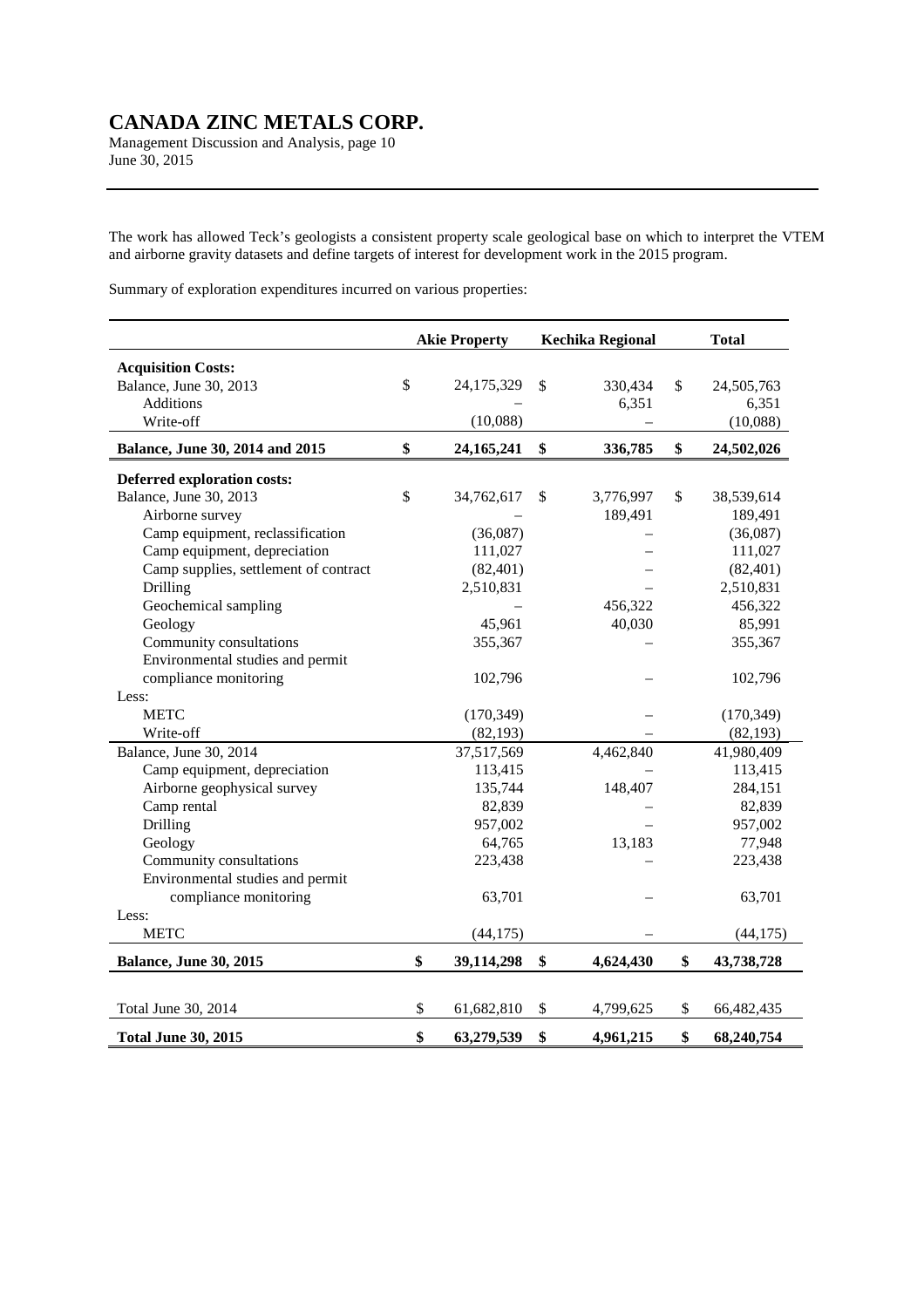The work has allowed Teck's geologists a consistent property scale geological base on which to interpret the VTEM and airborne gravity datasets and define targets of interest for development work in the 2015 program.

Summary of exploration expenditures incurred on various properties:

| | Akie Property | Kechika Regional | Total |
|---|---|---|---|
| **Acquisition Costs:** | | | |
| Balance, June 30, 2013 | $ 24,175,329 | $ 330,434 | $ 24,505,763 |
| Additions | – | 6,351 | 6,351 |
| Write-off | (10,088) | – | (10,088) |
| **Balance, June 30, 2014 and 2015** | **$ 24,165,241** | **$ 336,785** | **$ 24,502,026** |
| **Deferred exploration costs:** | | | |
| Balance, June 30, 2013 | $ 34,762,617 | $ 3,776,997 | $ 38,539,614 |
| Airborne survey | – | 189,491 | 189,491 |
| Camp equipment, reclassification | (36,087) | – | (36,087) |
| Camp equipment, depreciation | 111,027 | – | 111,027 |
| Camp supplies, settlement of contract | (82,401) | – | (82,401) |
| Drilling | 2,510,831 | – | 2,510,831 |
| Geochemical sampling | – | 456,322 | 456,322 |
| Geology | 45,961 | 40,030 | 85,991 |
| Community consultations | 355,367 | – | 355,367 |
| Environmental studies and permit compliance monitoring | 102,796 | – | 102,796 |
| Less: | | | |
| METC | (170,349) | – | (170,349) |
| Write-off | (82,193) | – | (82,193) |
| Balance, June 30, 2014 | 37,517,569 | 4,462,840 | 41,980,409 |
| Camp equipment, depreciation | 113,415 | – | 113,415 |
| Airborne geophysical survey | 135,744 | 148,407 | 284,151 |
| Camp rental | 82,839 | – | 82,839 |
| Drilling | 957,002 | – | 957,002 |
| Geology | 64,765 | 13,183 | 77,948 |
| Community consultations | 223,438 | – | 223,438 |
| Environmental studies and permit compliance monitoring | 63,701 | – | 63,701 |
| Less: | | | |
| METC | (44,175) | – | (44,175) |
| **Balance, June 30, 2015** | **$ 39,114,298** | **$ 4,624,430** | **$ 43,738,728** |
| | | | |
| Total June 30, 2014 | $ 61,682,810 | $ 4,799,625 | $ 66,482,435 |
| **Total June 30, 2015** | **$ 63,279,539** | **$ 4,961,215** | **$ 68,240,754** |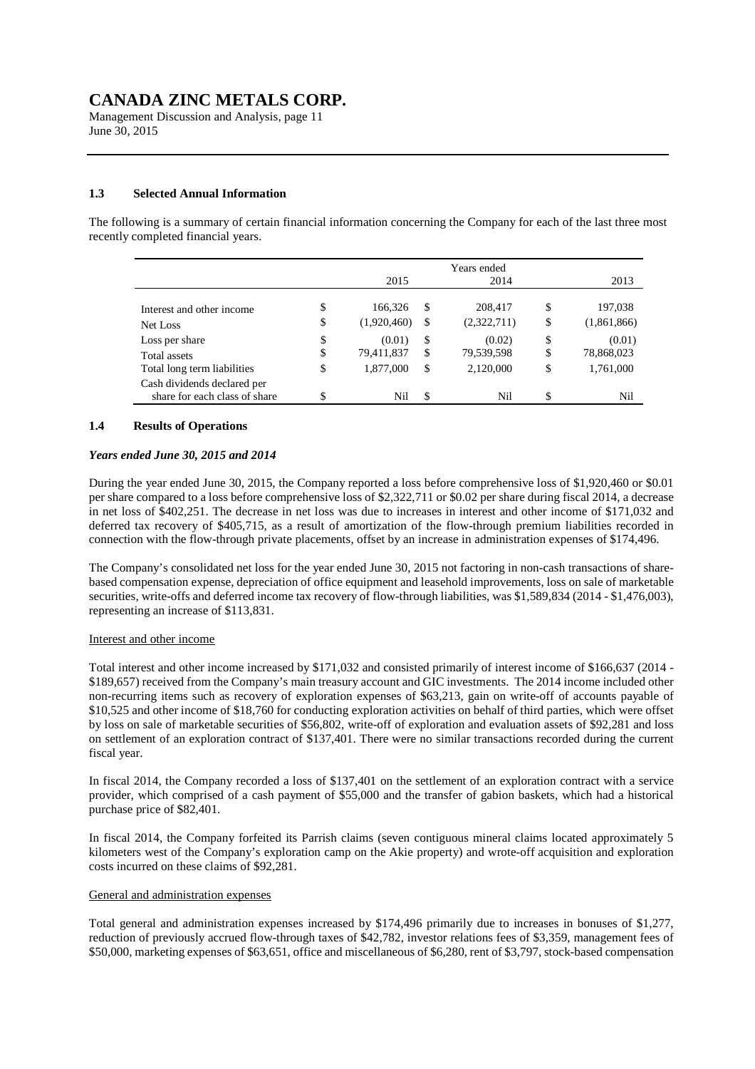### 1.3 Selected Annual Information

The following is a summary of certain financial information concerning the Company for each of the last three most recently completed financial years.

| | Years ended 2015 | 2014 | 2013 |
|---|---|---|---|
| Interest and other income | $ 166,326 | $ 208,417 | $ 197,038 |
| Net Loss | $ (1,920,460) | $ (2,322,711) | $ (1,861,866) |
| Loss per share | $ (0.01) | $ (0.02) | $ (0.01) |
| Total assets | $ 79,411,837 | $ 79,539,598 | $ 78,868,023 |
| Total long term liabilities | $ 1,877,000 | $ 2,120,000 | $ 1,761,000 |
| Cash dividends declared per share for each class of share | $ Nil | $ Nil | $ Nil |

### 1.4 Results of Operations

***Years ended June 30, 2015 and 2014***

During the year ended June 30, 2015, the Company reported a loss before comprehensive loss of $1,920,460 or $0.01 per share compared to a loss before comprehensive loss of $2,322,711 or $0.02 per share during fiscal 2014, a decrease in net loss of $402,251. The decrease in net loss was due to increases in interest and other income of $171,032 and deferred tax recovery of $405,715, as a result of amortization of the flow-through premium liabilities recorded in connection with the flow-through private placements, offset by an increase in administration expenses of $174,496.

The Company's consolidated net loss for the year ended June 30, 2015 not factoring in non-cash transactions of share-based compensation expense, depreciation of office equipment and leasehold improvements, loss on sale of marketable securities, write-offs and deferred income tax recovery of flow-through liabilities, was $1,589,834 (2014 - $1,476,003), representing an increase of $113,831.

Interest and other income

Total interest and other income increased by $171,032 and consisted primarily of interest income of $166,637 (2014 - $189,657) received from the Company's main treasury account and GIC investments. The 2014 income included other non-recurring items such as recovery of exploration expenses of $63,213, gain on write-off of accounts payable of $10,525 and other income of $18,760 for conducting exploration activities on behalf of third parties, which were offset by loss on sale of marketable securities of $56,802, write-off of exploration and evaluation assets of $92,281 and loss on settlement of an exploration contract of $137,401. There were no similar transactions recorded during the current fiscal year.

In fiscal 2014, the Company recorded a loss of $137,401 on the settlement of an exploration contract with a service provider, which comprised of a cash payment of $55,000 and the transfer of gabion baskets, which had a historical purchase price of $82,401.

In fiscal 2014, the Company forfeited its Parrish claims (seven contiguous mineral claims located approximately 5 kilometers west of the Company's exploration camp on the Akie property) and wrote-off acquisition and exploration costs incurred on these claims of $92,281.

General and administration expenses

Total general and administration expenses increased by $174,496 primarily due to increases in bonuses of $1,277, reduction of previously accrued flow-through taxes of $42,782, investor relations fees of $3,359, management fees of $50,000, marketing expenses of $63,651, office and miscellaneous of $6,280, rent of $3,797, stock-based compensation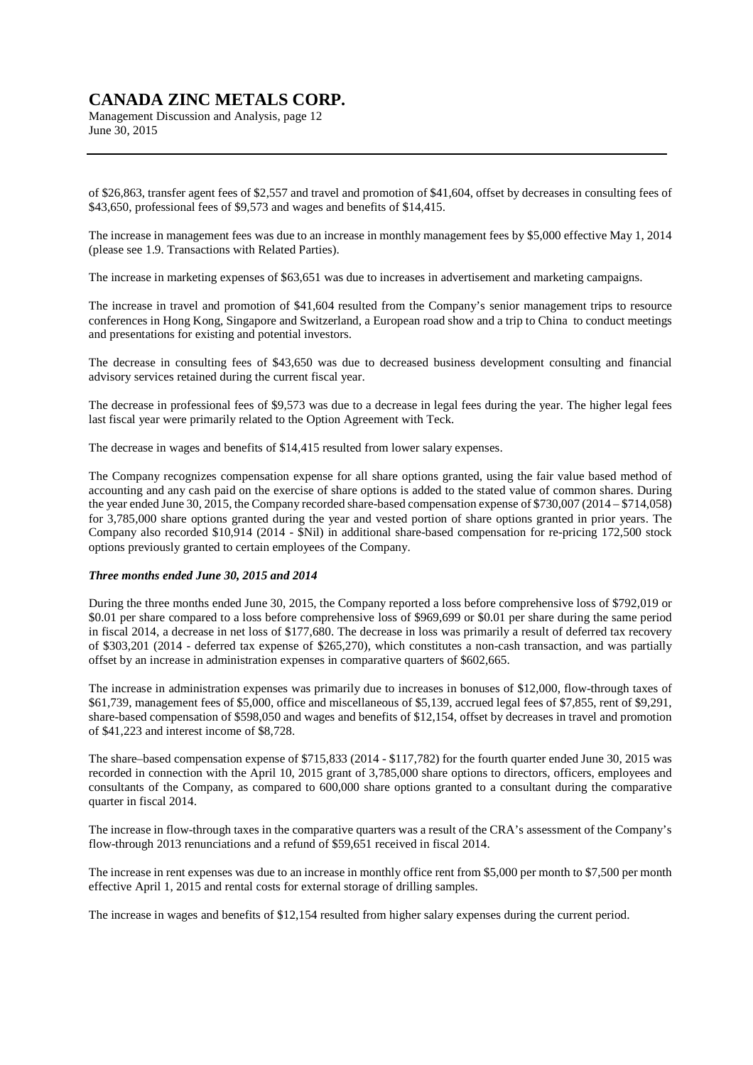of $26,863, transfer agent fees of $2,557 and travel and promotion of $41,604, offset by decreases in consulting fees of $43,650, professional fees of $9,573 and wages and benefits of $14,415.

The increase in management fees was due to an increase in monthly management fees by $5,000 effective May 1, 2014 (please see 1.9. Transactions with Related Parties).

The increase in marketing expenses of $63,651 was due to increases in advertisement and marketing campaigns.

The increase in travel and promotion of $41,604 resulted from the Company's senior management trips to resource conferences in Hong Kong, Singapore and Switzerland, a European road show and a trip to China to conduct meetings and presentations for existing and potential investors.

The decrease in consulting fees of $43,650 was due to decreased business development consulting and financial advisory services retained during the current fiscal year.

The decrease in professional fees of $9,573 was due to a decrease in legal fees during the year. The higher legal fees last fiscal year were primarily related to the Option Agreement with Teck.

The decrease in wages and benefits of $14,415 resulted from lower salary expenses.

The Company recognizes compensation expense for all share options granted, using the fair value based method of accounting and any cash paid on the exercise of share options is added to the stated value of common shares. During the year ended June 30, 2015, the Company recorded share-based compensation expense of $730,007 (2014 – $714,058) for 3,785,000 share options granted during the year and vested portion of share options granted in prior years. The Company also recorded $10,914 (2014 - $Nil) in additional share-based compensation for re-pricing 172,500 stock options previously granted to certain employees of the Company.

***Three months ended June 30, 2015 and 2014***

During the three months ended June 30, 2015, the Company reported a loss before comprehensive loss of $792,019 or $0.01 per share compared to a loss before comprehensive loss of $969,699 or $0.01 per share during the same period in fiscal 2014, a decrease in net loss of $177,680. The decrease in loss was primarily a result of deferred tax recovery of $303,201 (2014 - deferred tax expense of $265,270), which constitutes a non-cash transaction, and was partially offset by an increase in administration expenses in comparative quarters of $602,665.

The increase in administration expenses was primarily due to increases in bonuses of $12,000, flow-through taxes of $61,739, management fees of $5,000, office and miscellaneous of $5,139, accrued legal fees of $7,855, rent of $9,291, share-based compensation of $598,050 and wages and benefits of $12,154, offset by decreases in travel and promotion of $41,223 and interest income of $8,728.

The share–based compensation expense of $715,833 (2014 - $117,782) for the fourth quarter ended June 30, 2015 was recorded in connection with the April 10, 2015 grant of 3,785,000 share options to directors, officers, employees and consultants of the Company, as compared to 600,000 share options granted to a consultant during the comparative quarter in fiscal 2014.

The increase in flow-through taxes in the comparative quarters was a result of the CRA's assessment of the Company's flow-through 2013 renunciations and a refund of $59,651 received in fiscal 2014.

The increase in rent expenses was due to an increase in monthly office rent from $5,000 per month to $7,500 per month effective April 1, 2015 and rental costs for external storage of drilling samples.

The increase in wages and benefits of $12,154 resulted from higher salary expenses during the current period.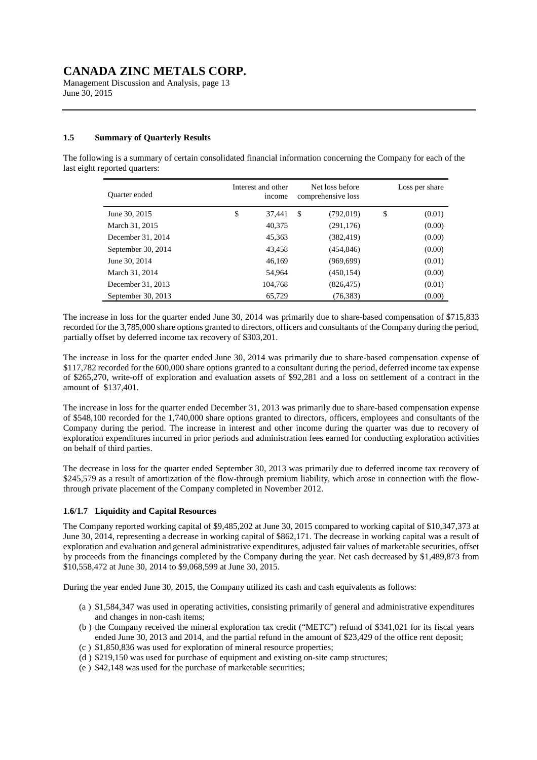### 1.5 Summary of Quarterly Results

The following is a summary of certain consolidated financial information concerning the Company for each of the last eight reported quarters:

| Quarter ended | Interest and other income | Net loss before comprehensive loss | Loss per share |
|---|---|---|---|
| June 30, 2015 | $ 37,441 | $ (792,019) | $ (0.01) |
| March 31, 2015 | 40,375 | (291,176) | (0.00) |
| December 31, 2014 | 45,363 | (382,419) | (0.00) |
| September 30, 2014 | 43,458 | (454,846) | (0.00) |
| June 30, 2014 | 46,169 | (969,699) | (0.01) |
| March 31, 2014 | 54,964 | (450,154) | (0.00) |
| December 31, 2013 | 104,768 | (826,475) | (0.01) |
| September 30, 2013 | 65,729 | (76,383) | (0.00) |

The increase in loss for the quarter ended June 30, 2014 was primarily due to share-based compensation of $715,833 recorded for the 3,785,000 share options granted to directors, officers and consultants of the Company during the period, partially offset by deferred income tax recovery of $303,201.

The increase in loss for the quarter ended June 30, 2014 was primarily due to share-based compensation expense of $117,782 recorded for the 600,000 share options granted to a consultant during the period, deferred income tax expense of $265,270, write-off of exploration and evaluation assets of $92,281 and a loss on settlement of a contract in the amount of $137,401.

The increase in loss for the quarter ended December 31, 2013 was primarily due to share-based compensation expense of $548,100 recorded for the 1,740,000 share options granted to directors, officers, employees and consultants of the Company during the period. The increase in interest and other income during the quarter was due to recovery of exploration expenditures incurred in prior periods and administration fees earned for conducting exploration activities on behalf of third parties.

The decrease in loss for the quarter ended September 30, 2013 was primarily due to deferred income tax recovery of $245,579 as a result of amortization of the flow-through premium liability, which arose in connection with the flow-through private placement of the Company completed in November 2012.

### 1.6/1.7 Liquidity and Capital Resources

The Company reported working capital of $9,485,202 at June 30, 2015 compared to working capital of $10,347,373 at June 30, 2014, representing a decrease in working capital of $862,171. The decrease in working capital was a result of exploration and evaluation and general administrative expenditures, adjusted fair values of marketable securities, offset by proceeds from the financings completed by the Company during the year. Net cash decreased by $1,489,873 from $10,558,472 at June 30, 2014 to $9,068,599 at June 30, 2015.

During the year ended June 30, 2015, the Company utilized its cash and cash equivalents as follows:

(a ) $1,584,347 was used in operating activities, consisting primarily of general and administrative expenditures and changes in non-cash items;

(b ) the Company received the mineral exploration tax credit ("METC") refund of $341,021 for its fiscal years ended June 30, 2013 and 2014, and the partial refund in the amount of $23,429 of the office rent deposit;

(c ) $1,850,836 was used for exploration of mineral resource properties;

(d ) $219,150 was used for purchase of equipment and existing on-site camp structures;

(e ) $42,148 was used for the purchase of marketable securities;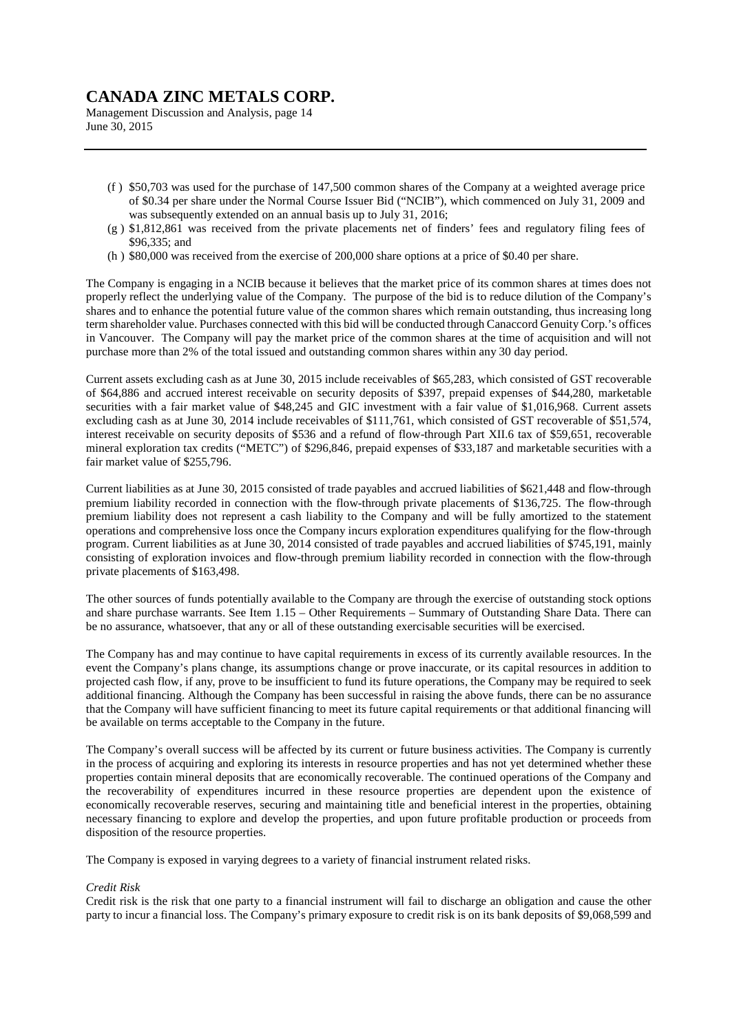(f) $50,703 was used for the purchase of 147,500 common shares of the Company at a weighted average price of $0.34 per share under the Normal Course Issuer Bid ("NCIB"), which commenced on July 31, 2009 and was subsequently extended on an annual basis up to July 31, 2016;

(g) $1,812,861 was received from the private placements net of finders' fees and regulatory filing fees of $96,335; and

(h) $80,000 was received from the exercise of 200,000 share options at a price of $0.40 per share.

The Company is engaging in a NCIB because it believes that the market price of its common shares at times does not properly reflect the underlying value of the Company. The purpose of the bid is to reduce dilution of the Company's shares and to enhance the potential future value of the common shares which remain outstanding, thus increasing long term shareholder value. Purchases connected with this bid will be conducted through Canaccord Genuity Corp.'s offices in Vancouver. The Company will pay the market price of the common shares at the time of acquisition and will not purchase more than 2% of the total issued and outstanding common shares within any 30 day period.

Current assets excluding cash as at June 30, 2015 include receivables of $65,283, which consisted of GST recoverable of $64,886 and accrued interest receivable on security deposits of $397, prepaid expenses of $44,280, marketable securities with a fair market value of $48,245 and GIC investment with a fair value of $1,016,968. Current assets excluding cash as at June 30, 2014 include receivables of $111,761, which consisted of GST recoverable of $51,574, interest receivable on security deposits of $536 and a refund of flow-through Part XII.6 tax of $59,651, recoverable mineral exploration tax credits ("METC") of $296,846, prepaid expenses of $33,187 and marketable securities with a fair market value of $255,796.

Current liabilities as at June 30, 2015 consisted of trade payables and accrued liabilities of $621,448 and flow-through premium liability recorded in connection with the flow-through private placements of $136,725. The flow-through premium liability does not represent a cash liability to the Company and will be fully amortized to the statement operations and comprehensive loss once the Company incurs exploration expenditures qualifying for the flow-through program. Current liabilities as at June 30, 2014 consisted of trade payables and accrued liabilities of $745,191, mainly consisting of exploration invoices and flow-through premium liability recorded in connection with the flow-through private placements of $163,498.

The other sources of funds potentially available to the Company are through the exercise of outstanding stock options and share purchase warrants. See Item 1.15 – Other Requirements – Summary of Outstanding Share Data. There can be no assurance, whatsoever, that any or all of these outstanding exercisable securities will be exercised.

The Company has and may continue to have capital requirements in excess of its currently available resources. In the event the Company's plans change, its assumptions change or prove inaccurate, or its capital resources in addition to projected cash flow, if any, prove to be insufficient to fund its future operations, the Company may be required to seek additional financing. Although the Company has been successful in raising the above funds, there can be no assurance that the Company will have sufficient financing to meet its future capital requirements or that additional financing will be available on terms acceptable to the Company in the future.

The Company's overall success will be affected by its current or future business activities. The Company is currently in the process of acquiring and exploring its interests in resource properties and has not yet determined whether these properties contain mineral deposits that are economically recoverable. The continued operations of the Company and the recoverability of expenditures incurred in these resource properties are dependent upon the existence of economically recoverable reserves, securing and maintaining title and beneficial interest in the properties, obtaining necessary financing to explore and develop the properties, and upon future profitable production or proceeds from disposition of the resource properties.

The Company is exposed in varying degrees to a variety of financial instrument related risks.

*Credit Risk*

Credit risk is the risk that one party to a financial instrument will fail to discharge an obligation and cause the other party to incur a financial loss. The Company's primary exposure to credit risk is on its bank deposits of $9,068,599 and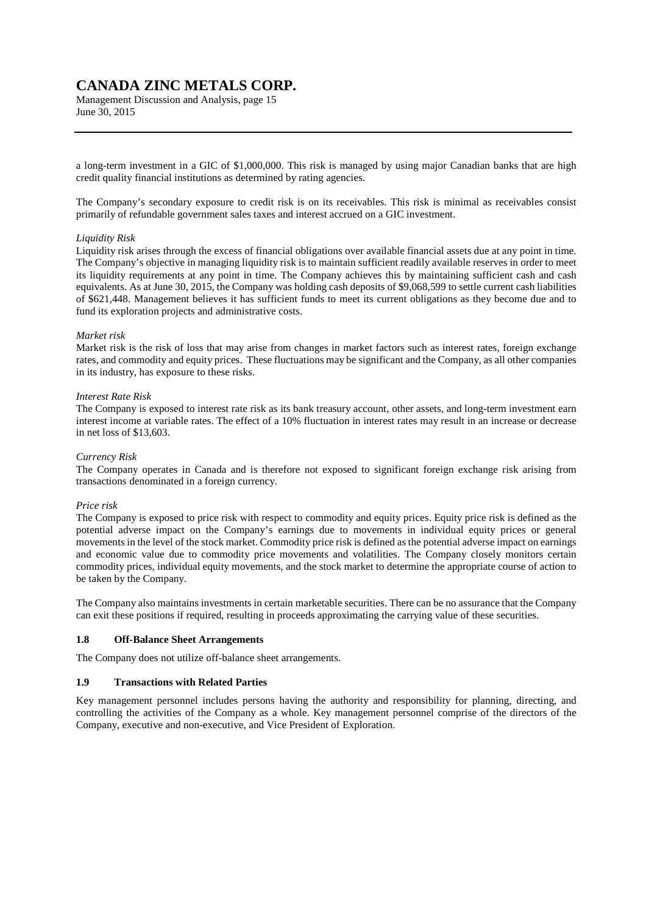a long-term investment in a GIC of $1,000,000. This risk is managed by using major Canadian banks that are high credit quality financial institutions as determined by rating agencies.

The Company's secondary exposure to credit risk is on its receivables. This risk is minimal as receivables consist primarily of refundable government sales taxes and interest accrued on a GIC investment.

*Liquidity Risk*

Liquidity risk arises through the excess of financial obligations over available financial assets due at any point in time. The Company's objective in managing liquidity risk is to maintain sufficient readily available reserves in order to meet its liquidity requirements at any point in time. The Company achieves this by maintaining sufficient cash and cash equivalents. As at June 30, 2015, the Company was holding cash deposits of $9,068,599 to settle current cash liabilities of $621,448. Management believes it has sufficient funds to meet its current obligations as they become due and to fund its exploration projects and administrative costs.

*Market risk*

Market risk is the risk of loss that may arise from changes in market factors such as interest rates, foreign exchange rates, and commodity and equity prices. These fluctuations may be significant and the Company, as all other companies in its industry, has exposure to these risks.

*Interest Rate Risk*

The Company is exposed to interest rate risk as its bank treasury account, other assets, and long-term investment earn interest income at variable rates. The effect of a 10% fluctuation in interest rates may result in an increase or decrease in net loss of $13,603.

*Currency Risk*

The Company operates in Canada and is therefore not exposed to significant foreign exchange risk arising from transactions denominated in a foreign currency.

*Price risk*

The Company is exposed to price risk with respect to commodity and equity prices. Equity price risk is defined as the potential adverse impact on the Company's earnings due to movements in individual equity prices or general movements in the level of the stock market. Commodity price risk is defined as the potential adverse impact on earnings and economic value due to commodity price movements and volatilities. The Company closely monitors certain commodity prices, individual equity movements, and the stock market to determine the appropriate course of action to be taken by the Company.

The Company also maintains investments in certain marketable securities. There can be no assurance that the Company can exit these positions if required, resulting in proceeds approximating the carrying value of these securities.

### 1.8 Off-Balance Sheet Arrangements

The Company does not utilize off-balance sheet arrangements.

### 1.9 Transactions with Related Parties

Key management personnel includes persons having the authority and responsibility for planning, directing, and controlling the activities of the Company as a whole. Key management personnel comprise of the directors of the Company, executive and non-executive, and Vice President of Exploration.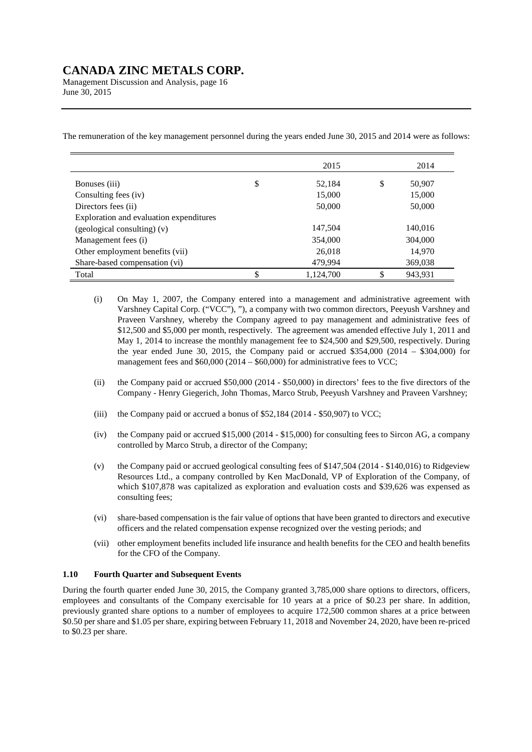The remuneration of the key management personnel during the years ended June 30, 2015 and 2014 were as follows:

| | | 2015 | | 2014 |
|---|---|---|---|---|
| Bonuses (iii) | $ | 52,184 | $ | 50,907 |
| Consulting fees (iv) | | 15,000 | | 15,000 |
| Directors fees (ii) | | 50,000 | | 50,000 |
| Exploration and evaluation expenditures (geological consulting) (v) | | 147,504 | | 140,016 |
| Management fees (i) | | 354,000 | | 304,000 |
| Other employment benefits (vii) | | 26,018 | | 14,970 |
| Share-based compensation (vi) | | 479,994 | | 369,038 |
| Total | $ | 1,124,700 | $ | 943,931 |

(i) On May 1, 2007, the Company entered into a management and administrative agreement with Varshney Capital Corp. ("VCC"), "), a company with two common directors, Peeyush Varshney and Praveen Varshney, whereby the Company agreed to pay management and administrative fees of $12,500 and $5,000 per month, respectively. The agreement was amended effective July 1, 2011 and May 1, 2014 to increase the monthly management fee to $24,500 and $29,500, respectively. During the year ended June 30, 2015, the Company paid or accrued $354,000 (2014 – $304,000) for management fees and $60,000 (2014 – $60,000) for administrative fees to VCC;

(ii) the Company paid or accrued $50,000 (2014 - $50,000) in directors' fees to the five directors of the Company - Henry Giegerich, John Thomas, Marco Strub, Peeyush Varshney and Praveen Varshney;

(iii) the Company paid or accrued a bonus of $52,184 (2014 - $50,907) to VCC;

(iv) the Company paid or accrued $15,000 (2014 - $15,000) for consulting fees to Sircon AG, a company controlled by Marco Strub, a director of the Company;

(v) the Company paid or accrued geological consulting fees of $147,504 (2014 - $140,016) to Ridgeview Resources Ltd., a company controlled by Ken MacDonald, VP of Exploration of the Company, of which $107,878 was capitalized as exploration and evaluation costs and $39,626 was expensed as consulting fees;

(vi) share-based compensation is the fair value of options that have been granted to directors and executive officers and the related compensation expense recognized over the vesting periods; and

(vii) other employment benefits included life insurance and health benefits for the CEO and health benefits for the CFO of the Company.

### 1.10 Fourth Quarter and Subsequent Events

During the fourth quarter ended June 30, 2015, the Company granted 3,785,000 share options to directors, officers, employees and consultants of the Company exercisable for 10 years at a price of $0.23 per share. In addition, previously granted share options to a number of employees to acquire 172,500 common shares at a price between $0.50 per share and $1.05 per share, expiring between February 11, 2018 and November 24, 2020, have been re-priced to $0.23 per share.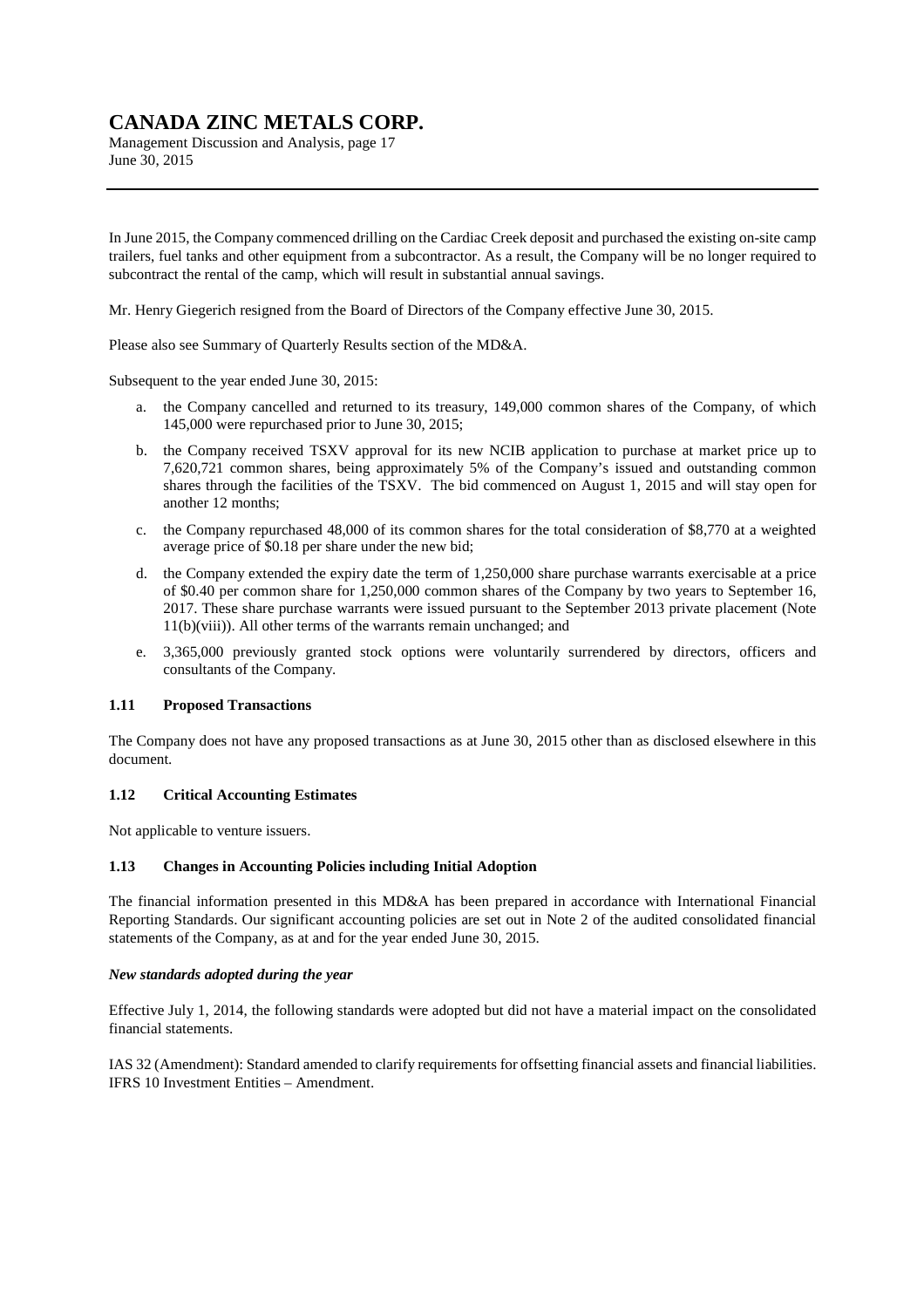In June 2015, the Company commenced drilling on the Cardiac Creek deposit and purchased the existing on-site camp trailers, fuel tanks and other equipment from a subcontractor. As a result, the Company will be no longer required to subcontract the rental of the camp, which will result in substantial annual savings.

Mr. Henry Giegerich resigned from the Board of Directors of the Company effective June 30, 2015.

Please also see Summary of Quarterly Results section of the MD&A.

Subsequent to the year ended June 30, 2015:

a. the Company cancelled and returned to its treasury, 149,000 common shares of the Company, of which 145,000 were repurchased prior to June 30, 2015;
b. the Company received TSXV approval for its new NCIB application to purchase at market price up to 7,620,721 common shares, being approximately 5% of the Company's issued and outstanding common shares through the facilities of the TSXV. The bid commenced on August 1, 2015 and will stay open for another 12 months;
c. the Company repurchased 48,000 of its common shares for the total consideration of $8,770 at a weighted average price of $0.18 per share under the new bid;
d. the Company extended the expiry date the term of 1,250,000 share purchase warrants exercisable at a price of $0.40 per common share for 1,250,000 common shares of the Company by two years to September 16, 2017. These share purchase warrants were issued pursuant to the September 2013 private placement (Note 11(b)(viii)). All other terms of the warrants remain unchanged; and
e. 3,365,000 previously granted stock options were voluntarily surrendered by directors, officers and consultants of the Company.

### 1.11 Proposed Transactions

The Company does not have any proposed transactions as at June 30, 2015 other than as disclosed elsewhere in this document.

### 1.12 Critical Accounting Estimates

Not applicable to venture issuers.

### 1.13 Changes in Accounting Policies including Initial Adoption

The financial information presented in this MD&A has been prepared in accordance with International Financial Reporting Standards. Our significant accounting policies are set out in Note 2 of the audited consolidated financial statements of the Company, as at and for the year ended June 30, 2015.

***New standards adopted during the year***

Effective July 1, 2014, the following standards were adopted but did not have a material impact on the consolidated financial statements.

IAS 32 (Amendment): Standard amended to clarify requirements for offsetting financial assets and financial liabilities.
IFRS 10 Investment Entities – Amendment.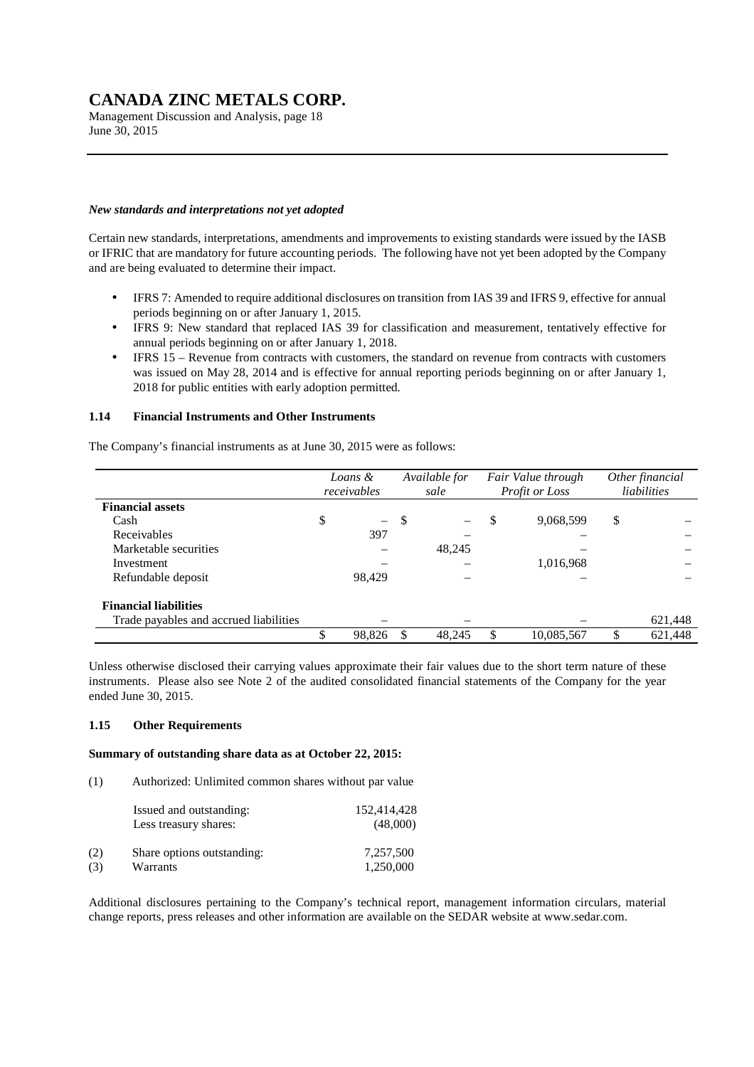***New standards and interpretations not yet adopted***

Certain new standards, interpretations, amendments and improvements to existing standards were issued by the IASB or IFRIC that are mandatory for future accounting periods. The following have not yet been adopted by the Company and are being evaluated to determine their impact.

- IFRS 7: Amended to require additional disclosures on transition from IAS 39 and IFRS 9, effective for annual periods beginning on or after January 1, 2015.
- IFRS 9: New standard that replaced IAS 39 for classification and measurement, tentatively effective for annual periods beginning on or after January 1, 2018.
- IFRS 15 – Revenue from contracts with customers, the standard on revenue from contracts with customers was issued on May 28, 2014 and is effective for annual reporting periods beginning on or after January 1, 2018 for public entities with early adoption permitted.

### 1.14 Financial Instruments and Other Instruments

The Company's financial instruments as at June 30, 2015 were as follows:

| | *Loans & receivables* | *Available for sale* | *Fair Value through Profit or Loss* | *Other financial liabilities* |
|---|---|---|---|---|
| **Financial assets** | | | | |
| Cash | $ – | $ – | $ 9,068,599 | $ – |
| Receivables | 397 | – | – | – |
| Marketable securities | – | 48,245 | – | – |
| Investment | – | – | 1,016,968 | – |
| Refundable deposit | 98,429 | – | – | – |
| **Financial liabilities** | | | | |
| Trade payables and accrued liabilities | – | – | – | 621,448 |
| | $ 98,826 | $ 48,245 | $ 10,085,567 | $ 621,448 |

Unless otherwise disclosed their carrying values approximate their fair values due to the short term nature of these instruments. Please also see Note 2 of the audited consolidated financial statements of the Company for the year ended June 30, 2015.

### 1.15 Other Requirements

**Summary of outstanding share data as at October 22, 2015:**

(1) Authorized: Unlimited common shares without par value

| | | |
|---|---|---|
| | Issued and outstanding: | 152,414,428 |
| | Less treasury shares: | (48,000) |
| (2) | Share options outstanding: | 7,257,500 |
| (3) | Warrants | 1,250,000 |

Additional disclosures pertaining to the Company's technical report, management information circulars, material change reports, press releases and other information are available on the SEDAR website at www.sedar.com.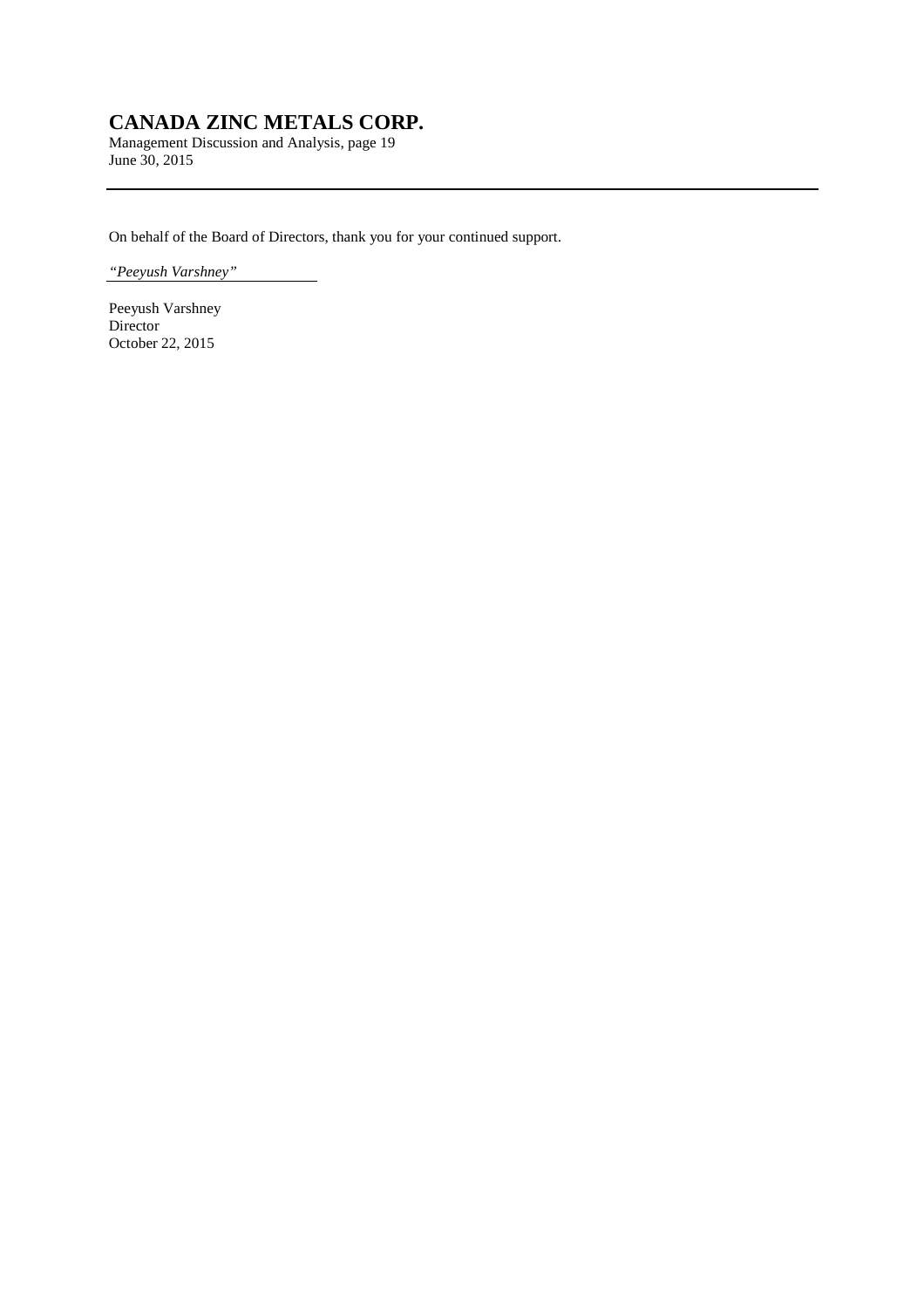On behalf of the Board of Directors, thank you for your continued support.

*"Peeyush Varshney"*

Peeyush Varshney
Director
October 22, 2015